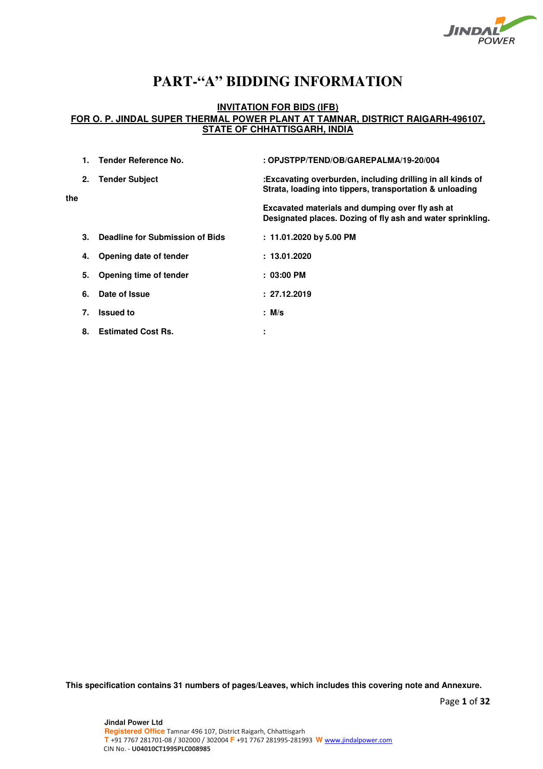# PART-"A" BIDDING INFORMATION

## INVITATION FOR BIDS (IFB)
## FOR O. P. JINDAL SUPER THERMAL POWER PLANT AT TAMNAR, DISTRICT RAIGARH-496107, STATE OF CHHATTISGARH, INDIA

1. **Tender Reference No.** : **OPJSTPP/TEND/OB/GAREPALMA/19-20/004**

2. **Tender Subject** : **Excavating overburden, including drilling in all kinds of Strata, loading into tippers, transportation & unloading**

**the**

**Excavated materials and dumping over fly ash at Designated places. Dozing of fly ash and water sprinkling.**

3. **Deadline for Submission of Bids** : **11.01.2020 by 5.00 PM**

4. **Opening date of tender** : **13.01.2020**

5. **Opening time of tender** : **03:00 PM**

6. **Date of Issue** : **27.12.2019**

7. **Issued to** : **M/s**

8. **Estimated Cost Rs.** :

**This specification contains 31 numbers of pages/Leaves, which includes this covering note and Annexure.**

**Jindal Power Ltd**
**Registered Office** Tamnar 496 107, District Raigarh, Chhattisgarh
**T** +91 7767 281701-08 / 302000 / 302004 **F** +91 7767 281995-281993 **W** www.jindalpower.com
CIN No. - **U04010CT1995PLC008985**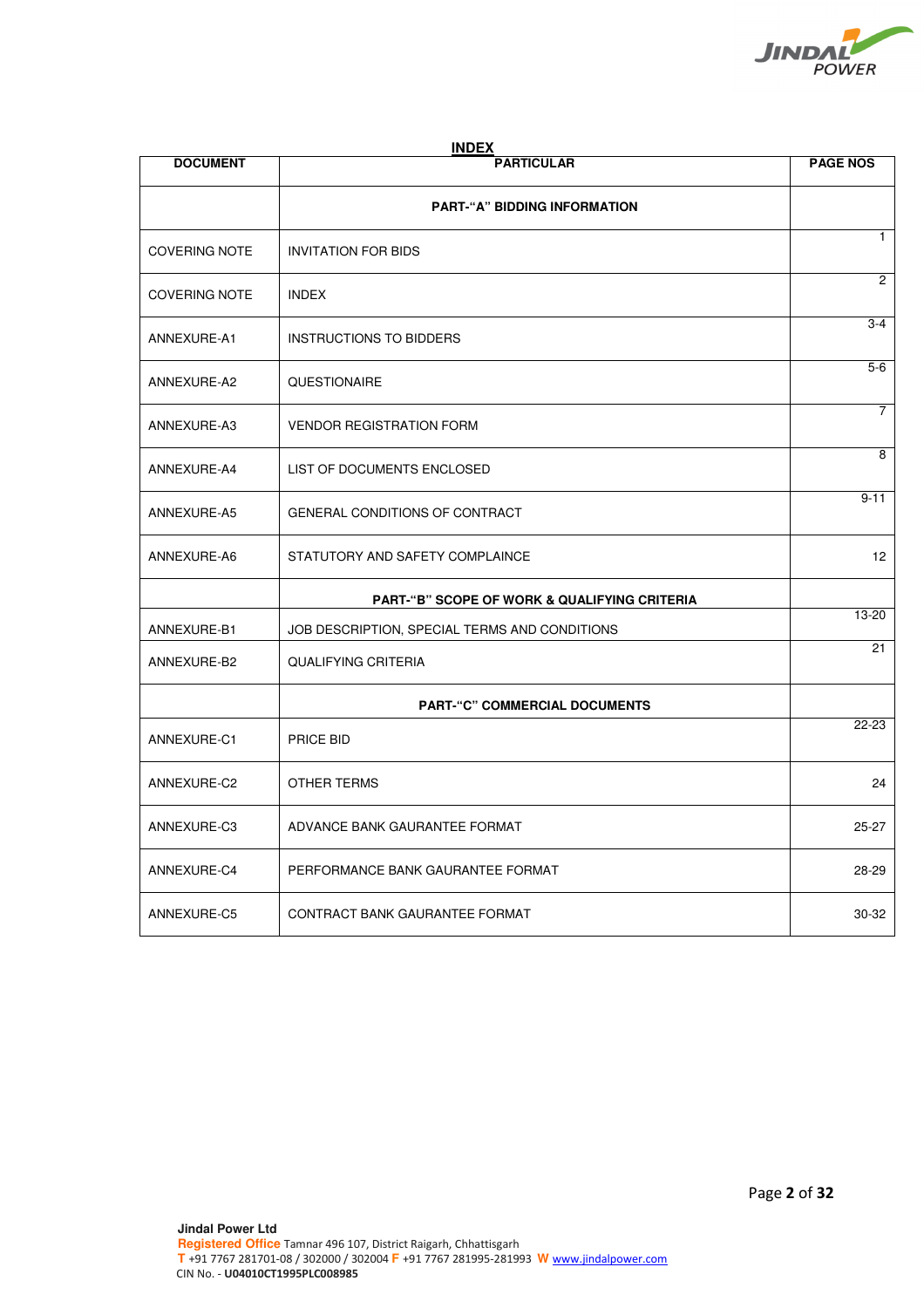## INDEX

| DOCUMENT | PARTICULAR | PAGE NOS |
|---|---|---|
| | **PART-"A" BIDDING INFORMATION** | |
| COVERING NOTE | INVITATION FOR BIDS | 1 |
| COVERING NOTE | INDEX | 2 |
| ANNEXURE-A1 | INSTRUCTIONS TO BIDDERS | 3-4 |
| ANNEXURE-A2 | QUESTIONAIRE | 5-6 |
| ANNEXURE-A3 | VENDOR REGISTRATION FORM | 7 |
| ANNEXURE-A4 | LIST OF DOCUMENTS ENCLOSED | 8 |
| ANNEXURE-A5 | GENERAL CONDITIONS OF CONTRACT | 9-11 |
| ANNEXURE-A6 | STATUTORY AND SAFETY COMPLAINCE | 12 |
| | **PART-"B" SCOPE OF WORK & QUALIFYING CRITERIA** | |
| ANNEXURE-B1 | JOB DESCRIPTION, SPECIAL TERMS AND CONDITIONS | 13-20 |
| ANNEXURE-B2 | QUALIFYING CRITERIA | 21 |
| | **PART-"C" COMMERCIAL DOCUMENTS** | |
| ANNEXURE-C1 | PRICE BID | 22-23 |
| ANNEXURE-C2 | OTHER TERMS | 24 |
| ANNEXURE-C3 | ADVANCE BANK GAURANTEE FORMAT | 25-27 |
| ANNEXURE-C4 | PERFORMANCE BANK GAURANTEE FORMAT | 28-29 |
| ANNEXURE-C5 | CONTRACT BANK GAURANTEE FORMAT | 30-32 |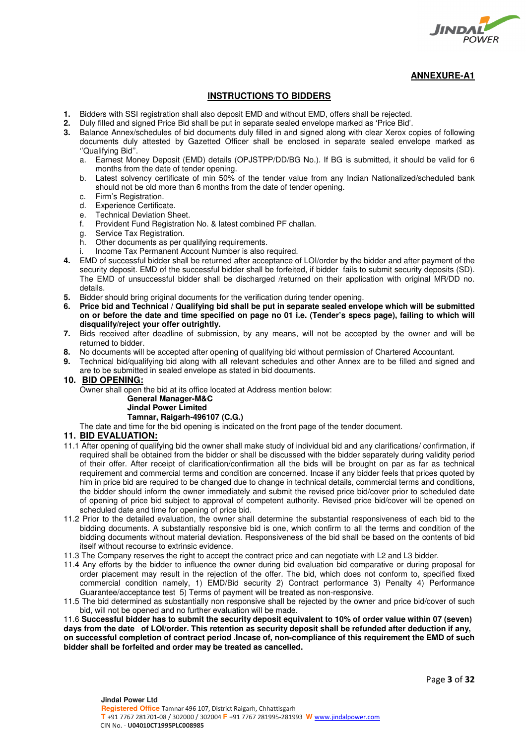**ANNEXURE-A1**

## INSTRUCTIONS TO BIDDERS

1. Bidders with SSI registration shall also deposit EMD and without EMD, offers shall be rejected.
2. Duly filled and signed Price Bid shall be put in separate sealed envelope marked as 'Price Bid'.
3. Balance Annex/schedules of bid documents duly filled in and signed along with clear Xerox copies of following documents duly attested by Gazetted Officer shall be enclosed in separate sealed envelope marked as ''Qualifying Bid''.
   a. Earnest Money Deposit (EMD) details (OPJSTPP/DD/BG No.). If BG is submitted, it should be valid for 6 months from the date of tender opening.
   b. Latest solvency certificate of min 50% of the tender value from any Indian Nationalized/scheduled bank should not be old more than 6 months from the date of tender opening.
   c. Firm's Registration.
   d. Experience Certificate.
   e. Technical Deviation Sheet.
   f. Provident Fund Registration No. & latest combined PF challan.
   g. Service Tax Registration.
   h. Other documents as per qualifying requirements.
   i. Income Tax Permanent Account Number is also required.
4. EMD of successful bidder shall be returned after acceptance of LOI/order by the bidder and after payment of the security deposit. EMD of the successful bidder shall be forfeited, if bidder fails to submit security deposits (SD). The EMD of unsuccessful bidder shall be discharged /returned on their application with original MR/DD no. details.
5. Bidder should bring original documents for the verification during tender opening.
6. **Price bid and Technical / Qualifying bid shall be put in separate sealed envelope which will be submitted on or before the date and time specified on page no 01 i.e. (Tender's specs page), failing to which will disqualify/reject your offer outrightly.**
7. Bids received after deadline of submission, by any means, will not be accepted by the owner and will be returned to bidder.
8. No documents will be accepted after opening of qualifying bid without permission of Chartered Accountant.
9. Technical bid/qualifying bid along with all relevant schedules and other Annex are to be filled and signed and are to be submitted in sealed envelope as stated in bid documents.

### 10. BID OPENING:

Owner shall open the bid at its office located at Address mention below:

**General Manager-M&C**
**Jindal Power Limited**
**Tamnar, Raigarh-496107 (C.G.)**

The date and time for the bid opening is indicated on the front page of the tender document.

### 11. BID EVALUATION:

11.1 After opening of qualifying bid the owner shall make study of individual bid and any clarifications/ confirmation, if required shall be obtained from the bidder or shall be discussed with the bidder separately during validity period of their offer. After receipt of clarification/confirmation all the bids will be brought on par as far as technical requirement and commercial terms and condition are concerned. Incase if any bidder feels that prices quoted by him in price bid are required to be changed due to change in technical details, commercial terms and conditions, the bidder should inform the owner immediately and submit the revised price bid/cover prior to scheduled date of opening of price bid subject to approval of competent authority. Revised price bid/cover will be opened on scheduled date and time for opening of price bid.

11.2 Prior to the detailed evaluation, the owner shall determine the substantial responsiveness of each bid to the bidding documents. A substantially responsive bid is one, which confirm to all the terms and condition of the bidding documents without material deviation. Responsiveness of the bid shall be based on the contents of bid itself without recourse to extrinsic evidence.

11.3 The Company reserves the right to accept the contract price and can negotiate with L2 and L3 bidder.

11.4 Any efforts by the bidder to influence the owner during bid evaluation bid comparative or during proposal for order placement may result in the rejection of the offer. The bid, which does not conform to, specified fixed commercial condition namely, 1) EMD/Bid security 2) Contract performance 3) Penalty 4) Performance Guarantee/acceptance test 5) Terms of payment will be treated as non-responsive.

11.5 The bid determined as substantially non responsive shall be rejected by the owner and price bid/cover of such bid, will not be opened and no further evaluation will be made.

11.6 **Successful bidder has to submit the security deposit equivalent to 10% of order value within 07 (seven) days from the date of LOI/order. This retention as security deposit shall be refunded after deduction if any, on successful completion of contract period .Incase of, non-compliance of this requirement the EMD of such bidder shall be forfeited and order may be treated as cancelled.**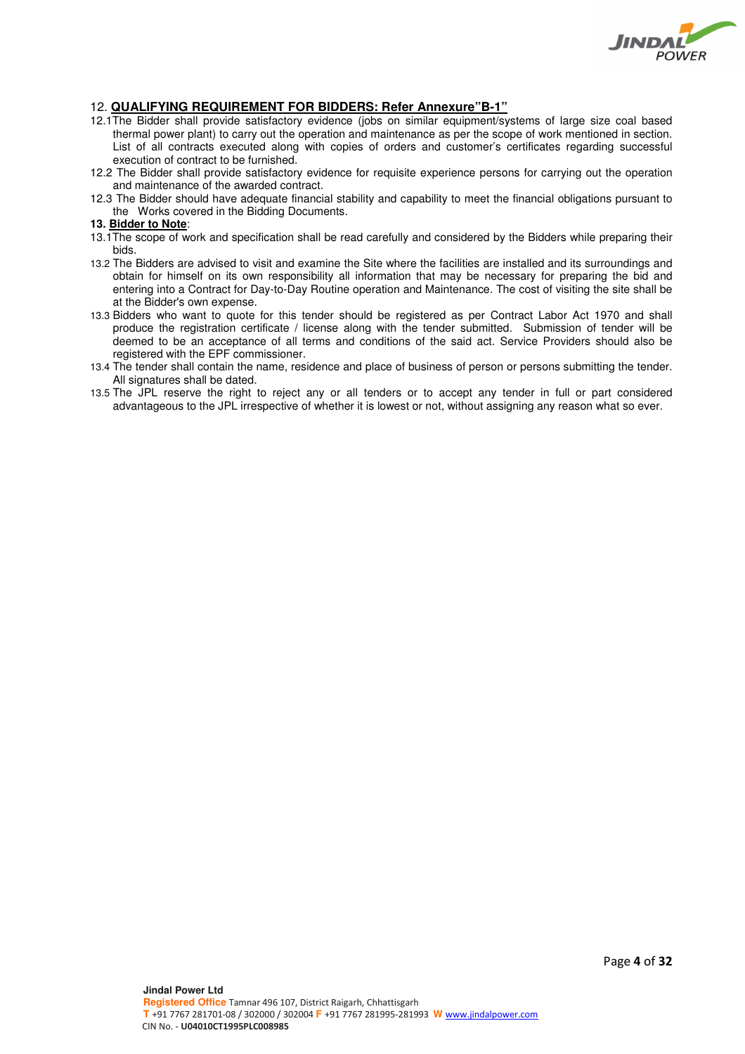12. **QUALIFYING REQUIREMENT FOR BIDDERS: Refer Annexure"B-1"**

12.1 The Bidder shall provide satisfactory evidence (jobs on similar equipment/systems of large size coal based thermal power plant) to carry out the operation and maintenance as per the scope of work mentioned in section. List of all contracts executed along with copies of orders and customer's certificates regarding successful execution of contract to be furnished.

12.2 The Bidder shall provide satisfactory evidence for requisite experience persons for carrying out the operation and maintenance of the awarded contract.

12.3 The Bidder should have adequate financial stability and capability to meet the financial obligations pursuant to the Works covered in the Bidding Documents.

**13. Bidder to Note**:

13.1 The scope of work and specification shall be read carefully and considered by the Bidders while preparing their bids.

13.2 The Bidders are advised to visit and examine the Site where the facilities are installed and its surroundings and obtain for himself on its own responsibility all information that may be necessary for preparing the bid and entering into a Contract for Day-to-Day Routine operation and Maintenance. The cost of visiting the site shall be at the Bidder's own expense.

13.3 Bidders who want to quote for this tender should be registered as per Contract Labor Act 1970 and shall produce the registration certificate / license along with the tender submitted. Submission of tender will be deemed to be an acceptance of all terms and conditions of the said act. Service Providers should also be registered with the EPF commissioner.

13.4 The tender shall contain the name, residence and place of business of person or persons submitting the tender. All signatures shall be dated.

13.5 The JPL reserve the right to reject any or all tenders or to accept any tender in full or part considered advantageous to the JPL irrespective of whether it is lowest or not, without assigning any reason what so ever.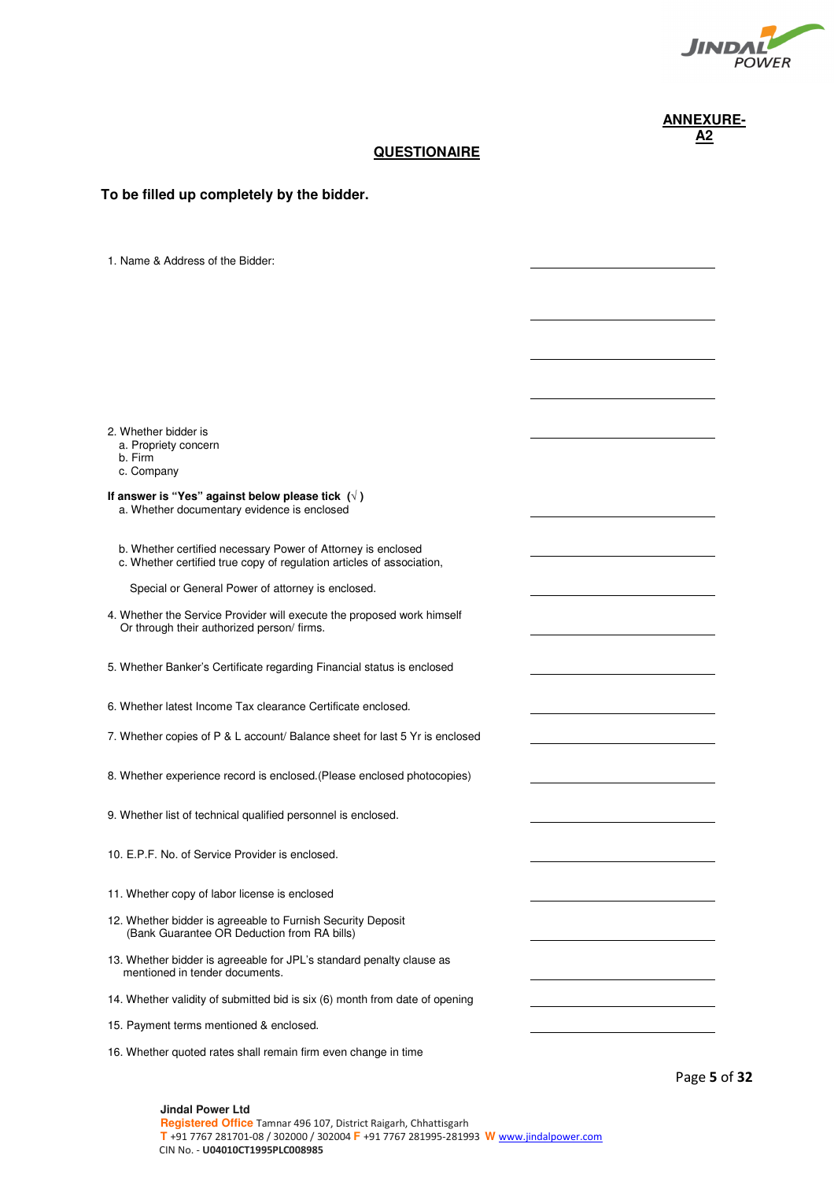**ANNEXURE-A2**

## QUESTIONAIRE

**To be filled up completely by the bidder.**

1. Name & Address of the Bidder: \_\_\_\_\_\_\_\_\_\_\_\_\_\_\_\_\_\_\_\_

\_\_\_\_\_\_\_\_\_\_\_\_\_\_\_\_\_\_\_\_

\_\_\_\_\_\_\_\_\_\_\_\_\_\_\_\_\_\_\_\_

\_\_\_\_\_\_\_\_\_\_\_\_\_\_\_\_\_\_\_\_

2. Whether bidder is \_\_\_\_\_\_\_\_\_\_\_\_\_\_\_\_\_\_\_\_
   a. Propriety concern
   b. Firm
   c. Company

**If answer is "Yes" against below please tick (√ )**

   a. Whether documentary evidence is enclosed \_\_\_\_\_\_\_\_\_\_\_\_\_\_\_\_\_\_\_\_

   b. Whether certified necessary Power of Attorney is enclosed \_\_\_\_\_\_\_\_\_\_\_\_\_\_\_\_\_\_\_\_
   c. Whether certified true copy of regulation articles of association,

   Special or General Power of attorney is enclosed. \_\_\_\_\_\_\_\_\_\_\_\_\_\_\_\_\_\_\_\_

4. Whether the Service Provider will execute the proposed work himself Or through their authorized person/ firms. \_\_\_\_\_\_\_\_\_\_\_\_\_\_\_\_\_\_\_\_

5. Whether Banker's Certificate regarding Financial status is enclosed \_\_\_\_\_\_\_\_\_\_\_\_\_\_\_\_\_\_\_\_

6. Whether latest Income Tax clearance Certificate enclosed. \_\_\_\_\_\_\_\_\_\_\_\_\_\_\_\_\_\_\_\_

7. Whether copies of P & L account/ Balance sheet for last 5 Yr is enclosed \_\_\_\_\_\_\_\_\_\_\_\_\_\_\_\_\_\_\_\_

8. Whether experience record is enclosed.(Please enclosed photocopies) \_\_\_\_\_\_\_\_\_\_\_\_\_\_\_\_\_\_\_\_

9. Whether list of technical qualified personnel is enclosed. \_\_\_\_\_\_\_\_\_\_\_\_\_\_\_\_\_\_\_\_

10. E.P.F. No. of Service Provider is enclosed. \_\_\_\_\_\_\_\_\_\_\_\_\_\_\_\_\_\_\_\_

11. Whether copy of labor license is enclosed \_\_\_\_\_\_\_\_\_\_\_\_\_\_\_\_\_\_\_\_

12. Whether bidder is agreeable to Furnish Security Deposit (Bank Guarantee OR Deduction from RA bills) \_\_\_\_\_\_\_\_\_\_\_\_\_\_\_\_\_\_\_\_

13. Whether bidder is agreeable for JPL's standard penalty clause as mentioned in tender documents. \_\_\_\_\_\_\_\_\_\_\_\_\_\_\_\_\_\_\_\_

14. Whether validity of submitted bid is six (6) month from date of opening \_\_\_\_\_\_\_\_\_\_\_\_\_\_\_\_\_\_\_\_

15. Payment terms mentioned & enclosed. \_\_\_\_\_\_\_\_\_\_\_\_\_\_\_\_\_\_\_\_

16. Whether quoted rates shall remain firm even change in time

**Jindal Power Ltd**
**Registered Office** Tamnar 496 107, District Raigarh, Chhattisgarh
**T** +91 7767 281701-08 / 302000 / 302004 **F** +91 7767 281995-281993 **W** www.jindalpower.com
CIN No. - **U04010CT1995PLC008985**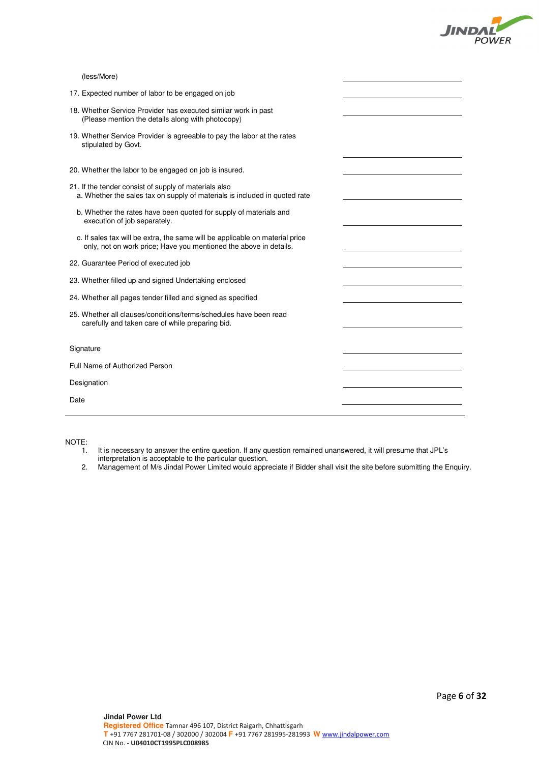(less/More) ____________________

17. Expected number of labor to be engaged on job ____________________

18. Whether Service Provider has executed similar work in past (Please mention the details along with photocopy) ____________________

19. Whether Service Provider is agreeable to pay the labor at the rates stipulated by Govt. ____________________

20. Whether the labor to be engaged on job is insured. ____________________

21. If the tender consist of supply of materials also
    a. Whether the sales tax on supply of materials is included in quoted rate ____________________

    b. Whether the rates have been quoted for supply of materials and execution of job separately. ____________________

    c. If sales tax will be extra, the same will be applicable on material price only, not on work price; Have you mentioned the above in details. ____________________

22. Guarantee Period of executed job ____________________

23. Whether filled up and signed Undertaking enclosed ____________________

24. Whether all pages tender filled and signed as specified ____________________

25. Whether all clauses/conditions/terms/schedules have been read carefully and taken care of while preparing bid. ____________________

Signature ____________________

Full Name of Authorized Person ____________________

Designation ____________________

Date ____________________

---

NOTE:

1. It is necessary to answer the entire question. If any question remained unanswered, it will presume that JPL's interpretation is acceptable to the particular question.
2. Management of M/s Jindal Power Limited would appreciate if Bidder shall visit the site before submitting the Enquiry.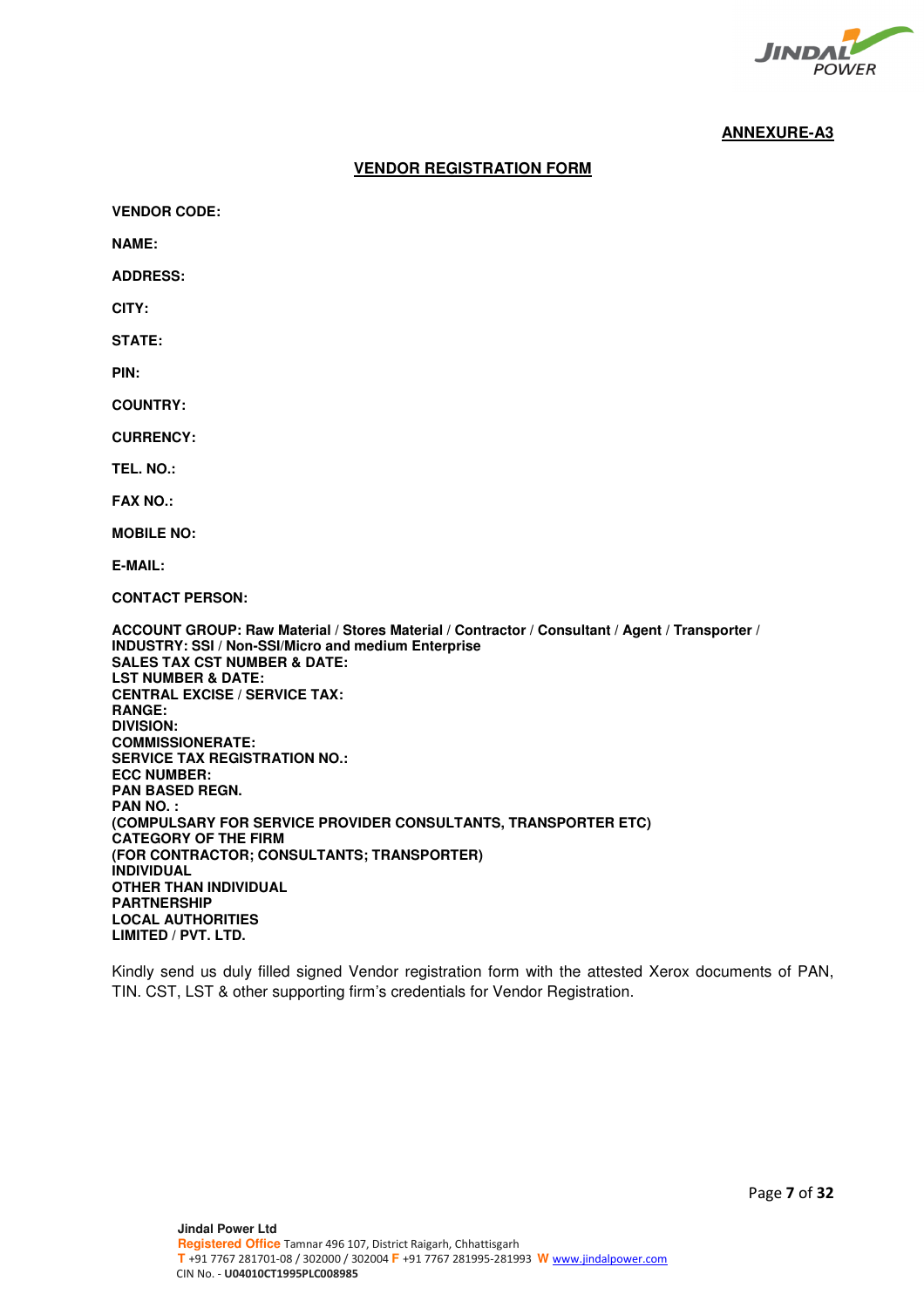**ANNEXURE-A3**

## VENDOR REGISTRATION FORM

**VENDOR CODE:**

**NAME:**

**ADDRESS:**

**CITY:**

**STATE:**

**PIN:**

**COUNTRY:**

**CURRENCY:**

**TEL. NO.:**

**FAX NO.:**

**MOBILE NO:**

**E-MAIL:**

**CONTACT PERSON:**

**ACCOUNT GROUP: Raw Material / Stores Material / Contractor / Consultant / Agent / Transporter /**
**INDUSTRY: SSI / Non-SSI/Micro and medium Enterprise**
**SALES TAX CST NUMBER & DATE:**
**LST NUMBER & DATE:**
**CENTRAL EXCISE / SERVICE TAX:**
**RANGE:**
**DIVISION:**
**COMMISSIONERATE:**
**SERVICE TAX REGISTRATION NO.:**
**ECC NUMBER:**
**PAN BASED REGN.**
**PAN NO. :**
**(COMPULSARY FOR SERVICE PROVIDER CONSULTANTS, TRANSPORTER ETC)**
**CATEGORY OF THE FIRM**
**(FOR CONTRACTOR; CONSULTANTS; TRANSPORTER)**
**INDIVIDUAL**
**OTHER THAN INDIVIDUAL**
**PARTNERSHIP**
**LOCAL AUTHORITIES**
**LIMITED / PVT. LTD.**

Kindly send us duly filled signed Vendor registration form with the attested Xerox documents of PAN, TIN. CST, LST & other supporting firm's credentials for Vendor Registration.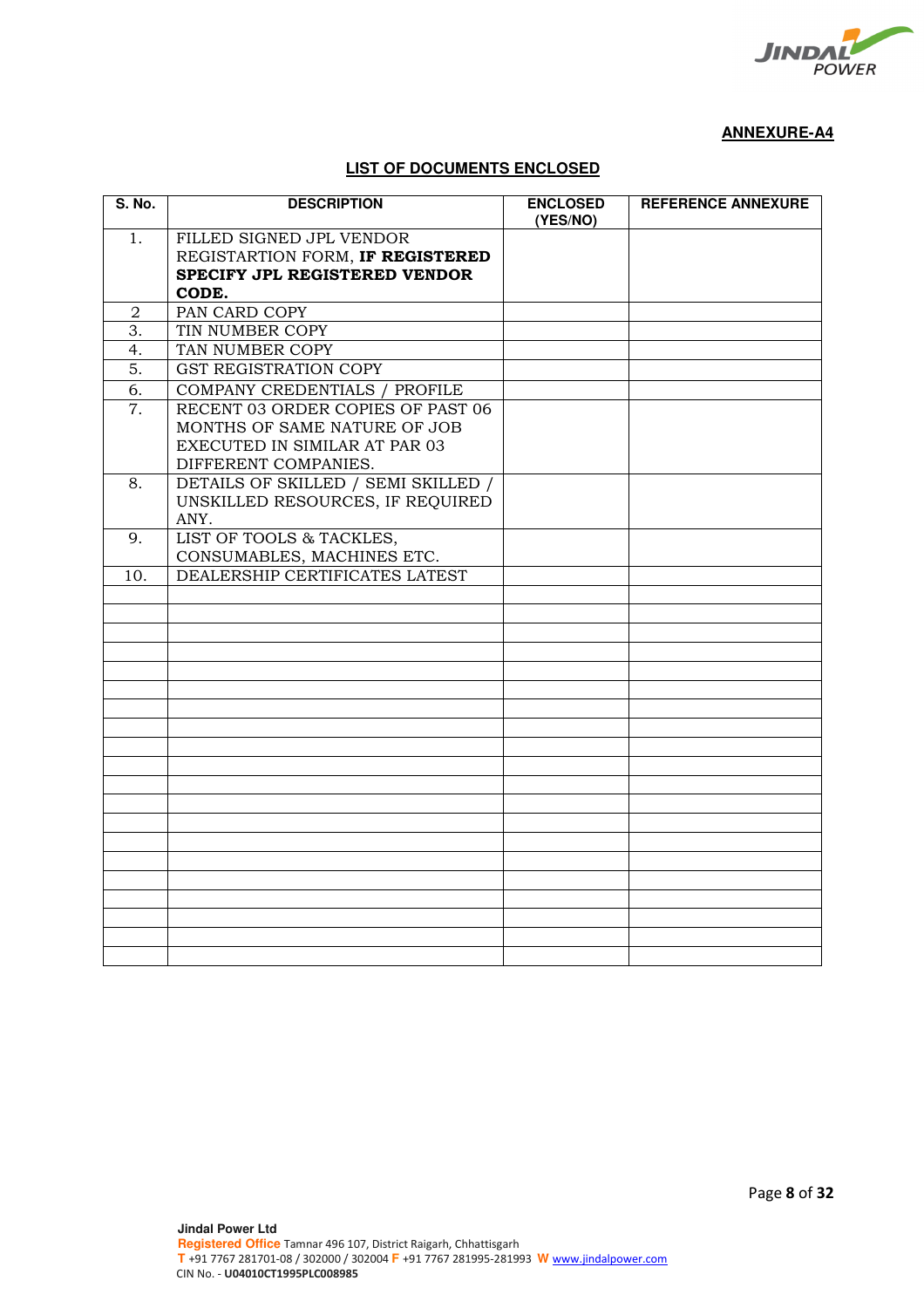**ANNEXURE-A4**

**LIST OF DOCUMENTS ENCLOSED**

| S. No. | DESCRIPTION | ENCLOSED (YES/NO) | REFERENCE ANNEXURE |
|---|---|---|---|
| 1. | FILLED SIGNED JPL VENDOR REGISTARTION FORM, **IF REGISTERED SPECIFY JPL REGISTERED VENDOR CODE.** | | |
| 2 | PAN CARD COPY | | |
| 3. | TIN NUMBER COPY | | |
| 4. | TAN NUMBER COPY | | |
| 5. | GST REGISTRATION COPY | | |
| 6. | COMPANY CREDENTIALS / PROFILE | | |
| 7. | RECENT 03 ORDER COPIES OF PAST 06 MONTHS OF SAME NATURE OF JOB EXECUTED IN SIMILAR AT PAR 03 DIFFERENT COMPANIES. | | |
| 8. | DETAILS OF SKILLED / SEMI SKILLED / UNSKILLED RESOURCES, IF REQUIRED ANY. | | |
| 9. | LIST OF TOOLS & TACKLES, CONSUMABLES, MACHINES ETC. | | |
| 10. | DEALERSHIP CERTIFICATES LATEST | | |
| | | | |
| | | | |
| | | | |
| | | | |
| | | | |
| | | | |
| | | | |
| | | | |
| | | | |
| | | | |
| | | | |
| | | | |
| | | | |
| | | | |
| | | | |
| | | | |
| | | | |
| | | | |
| | | | |
| | | | |

**Jindal Power Ltd**
Registered Office Tamnar 496 107, District Raigarh, Chhattisgarh
T +91 7767 281701-08 / 302000 / 302004 F +91 7767 281995-281993 W www.jindalpower.com
CIN No. - **U04010CT1995PLC008985**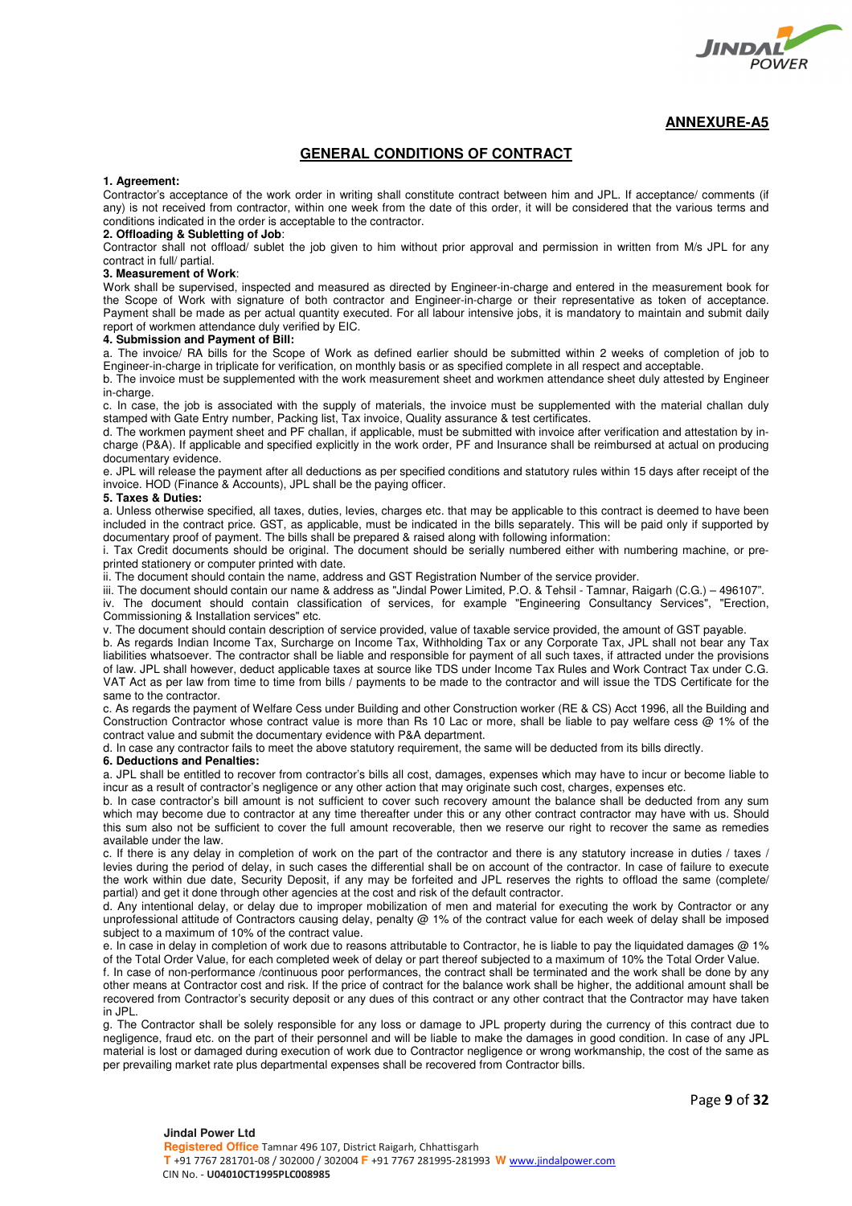**ANNEXURE-A5**

## GENERAL CONDITIONS OF CONTRACT

**1. Agreement:**
Contractor's acceptance of the work order in writing shall constitute contract between him and JPL. If acceptance/ comments (if any) is not received from contractor, within one week from the date of this order, it will be considered that the various terms and conditions indicated in the order is acceptable to the contractor.

**2. Offloading & Subletting of Job**:
Contractor shall not offload/ sublet the job given to him without prior approval and permission in written from M/s JPL for any contract in full/ partial.

**3. Measurement of Work**:
Work shall be supervised, inspected and measured as directed by Engineer-in-charge and entered in the measurement book for the Scope of Work with signature of both contractor and Engineer-in-charge or their representative as token of acceptance. Payment shall be made as per actual quantity executed. For all labour intensive jobs, it is mandatory to maintain and submit daily report of workmen attendance duly verified by EIC.

**4. Submission and Payment of Bill:**
a. The invoice/ RA bills for the Scope of Work as defined earlier should be submitted within 2 weeks of completion of job to Engineer-in-charge in triplicate for verification, on monthly basis or as specified complete in all respect and acceptable.
b. The invoice must be supplemented with the work measurement sheet and workmen attendance sheet duly attested by Engineer in-charge.
c. In case, the job is associated with the supply of materials, the invoice must be supplemented with the material challan duly stamped with Gate Entry number, Packing list, Tax invoice, Quality assurance & test certificates.
d. The workmen payment sheet and PF challan, if applicable, must be submitted with invoice after verification and attestation by in-charge (P&A). If applicable and specified explicitly in the work order, PF and Insurance shall be reimbursed at actual on producing documentary evidence.
e. JPL will release the payment after all deductions as per specified conditions and statutory rules within 15 days after receipt of the invoice. HOD (Finance & Accounts), JPL shall be the paying officer.

**5. Taxes & Duties:**
a. Unless otherwise specified, all taxes, duties, levies, charges etc. that may be applicable to this contract is deemed to have been included in the contract price. GST, as applicable, must be indicated in the bills separately. This will be paid only if supported by documentary proof of payment. The bills shall be prepared & raised along with following information:
i. Tax Credit documents should be original. The document should be serially numbered either with numbering machine, or pre-printed stationery or computer printed with date.
ii. The document should contain the name, address and GST Registration Number of the service provider.
iii. The document should contain our name & address as "Jindal Power Limited, P.O. & Tehsil - Tamnar, Raigarh (C.G.) – 496107".
iv. The document should contain classification of services, for example "Engineering Consultancy Services", "Erection, Commissioning & Installation services" etc.
v. The document should contain description of service provided, value of taxable service provided, the amount of GST payable.
b. As regards Indian Income Tax, Surcharge on Income Tax, Withholding Tax or any Corporate Tax, JPL shall not bear any Tax liabilities whatsoever. The contractor shall be liable and responsible for payment of all such taxes, if attracted under the provisions of law. JPL shall however, deduct applicable taxes at source like TDS under Income Tax Rules and Work Contract Tax under C.G. VAT Act as per law from time to time from bills / payments to be made to the contractor and will issue the TDS Certificate for the same to the contractor.
c. As regards the payment of Welfare Cess under Building and other Construction worker (RE & CS) Acct 1996, all the Building and Construction Contractor whose contract value is more than Rs 10 Lac or more, shall be liable to pay welfare cess @ 1% of the contract value and submit the documentary evidence with P&A department.
d. In case any contractor fails to meet the above statutory requirement, the same will be deducted from its bills directly.

**6. Deductions and Penalties:**
a. JPL shall be entitled to recover from contractor's bills all cost, damages, expenses which may have to incur or become liable to incur as a result of contractor's negligence or any other action that may originate such cost, charges, expenses etc.
b. In case contractor's bill amount is not sufficient to cover such recovery amount the balance shall be deducted from any sum which may become due to contractor at any time thereafter under this or any other contract contractor may have with us. Should this sum also not be sufficient to cover the full amount recoverable, then we reserve our right to recover the same as remedies available under the law.
c. If there is any delay in completion of work on the part of the contractor and there is any statutory increase in duties / taxes / levies during the period of delay, in such cases the differential shall be on account of the contractor. In case of failure to execute the work within due date, Security Deposit, if any may be forfeited and JPL reserves the rights to offload the same (complete/ partial) and get it done through other agencies at the cost and risk of the default contractor.
d. Any intentional delay, or delay due to improper mobilization of men and material for executing the work by Contractor or any unprofessional attitude of Contractors causing delay, penalty @ 1% of the contract value for each week of delay shall be imposed subject to a maximum of 10% of the contract value.
e. In case in delay in completion of work due to reasons attributable to Contractor, he is liable to pay the liquidated damages @ 1% of the Total Order Value, for each completed week of delay or part thereof subjected to a maximum of 10% the Total Order Value.
f. In case of non-performance /continuous poor performances, the contract shall be terminated and the work shall be done by any other means at Contractor cost and risk. If the price of contract for the balance work shall be higher, the additional amount shall be recovered from Contractor's security deposit or any dues of this contract or any other contract that the Contractor may have taken in JPL.
g. The Contractor shall be solely responsible for any loss or damage to JPL property during the currency of this contract due to negligence, fraud etc. on the part of their personnel and will be liable to make the damages in good condition. In case of any JPL material is lost or damaged during execution of work due to Contractor negligence or wrong workmanship, the cost of the same as per prevailing market rate plus departmental expenses shall be recovered from Contractor bills.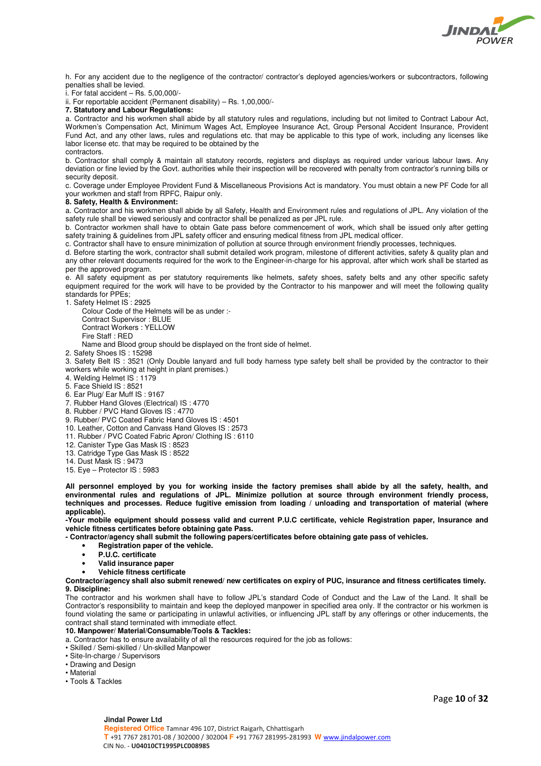h. For any accident due to the negligence of the contractor/ contractor's deployed agencies/workers or subcontractors, following penalties shall be levied.

i. For fatal accident – Rs. 5,00,000/-

ii. For reportable accident (Permanent disability) – Rs. 1,00,000/-

**7. Statutory and Labour Regulations:**

a. Contractor and his workmen shall abide by all statutory rules and regulations, including but not limited to Contract Labour Act, Workmen's Compensation Act, Minimum Wages Act, Employee Insurance Act, Group Personal Accident Insurance, Provident Fund Act, and any other laws, rules and regulations etc. that may be applicable to this type of work, including any licenses like labor license etc. that may be required to be obtained by the contractors.

b. Contractor shall comply & maintain all statutory records, registers and displays as required under various labour laws. Any deviation or fine levied by the Govt. authorities while their inspection will be recovered with penalty from contractor's running bills or security deposit.

c. Coverage under Employee Provident Fund & Miscellaneous Provisions Act is mandatory. You must obtain a new PF Code for all your workmen and staff from RPFC, Raipur only.

**8. Safety, Health & Environment:**

a. Contractor and his workmen shall abide by all Safety, Health and Environment rules and regulations of JPL. Any violation of the safety rule shall be viewed seriously and contractor shall be penalized as per JPL rule.

b. Contractor workmen shall have to obtain Gate pass before commencement of work, which shall be issued only after getting safety training & guidelines from JPL safety officer and ensuring medical fitness from JPL medical officer.

c. Contractor shall have to ensure minimization of pollution at source through environment friendly processes, techniques.

d. Before starting the work, contractor shall submit detailed work program, milestone of different activities, safety & quality plan and any other relevant documents required for the work to the Engineer-in-charge for his approval, after which work shall be started as per the approved program.

e. All safety equipment as per statutory requirements like helmets, safety shoes, safety belts and any other specific safety equipment required for the work will have to be provided by the Contractor to his manpower and will meet the following quality standards for PPEs;

1. Safety Helmet IS : 2925
   Colour Code of the Helmets will be as under :-
   Contract Supervisor : BLUE
   Contract Workers : YELLOW
   Fire Staff : RED
   Name and Blood group should be displayed on the front side of helmet.
2. Safety Shoes IS : 15298
3. Safety Belt IS : 3521 (Only Double lanyard and full body harness type safety belt shall be provided by the contractor to their workers while working at height in plant premises.)
4. Welding Helmet IS : 1179
5. Face Shield IS : 8521
6. Ear Plug/ Ear Muff IS : 9167
7. Rubber Hand Gloves (Electrical) IS : 4770
8. Rubber / PVC Hand Gloves IS : 4770
9. Rubber/ PVC Coated Fabric Hand Gloves IS : 4501
10. Leather, Cotton and Canvass Hand Gloves IS : 2573
11. Rubber / PVC Coated Fabric Apron/ Clothing IS : 6110
12. Canister Type Gas Mask IS : 8523
13. Catridge Type Gas Mask IS : 8522
14. Dust Mask IS : 9473
15. Eye – Protector IS : 5983

**All personnel employed by you for working inside the factory premises shall abide by all the safety, health, and environmental rules and regulations of JPL. Minimize pollution at source through environment friendly process, techniques and processes. Reduce fugitive emission from loading / unloading and transportation of material (where applicable).**

**-Your mobile equipment should possess valid and current P.U.C certificate, vehicle Registration paper, Insurance and vehicle fitness certificates before obtaining gate Pass.**

**- Contractor/agency shall submit the following papers/certificates before obtaining gate pass of vehicles.**

- **Registration paper of the vehicle.**
- **P.U.C. certificate**
- **Valid insurance paper**
- **Vehicle fitness certificate**

**Contractor/agency shall also submit renewed/ new certificates on expiry of PUC, insurance and fitness certificates timely.**

**9. Discipline:**

The contractor and his workmen shall have to follow JPL's standard Code of Conduct and the Law of the Land. It shall be Contractor's responsibility to maintain and keep the deployed manpower in specified area only. If the contractor or his workmen is found violating the same or participating in unlawful activities, or influencing JPL staff by any offerings or other inducements, the contract shall stand terminated with immediate effect.

**10. Manpower/ Material/Consumable/Tools & Tackles:**

a. Contractor has to ensure availability of all the resources required for the job as follows:

- Skilled / Semi-skilled / Un-skilled Manpower
- Site-In-charge / Supervisors
- Drawing and Design
- Material
- Tools & Tackles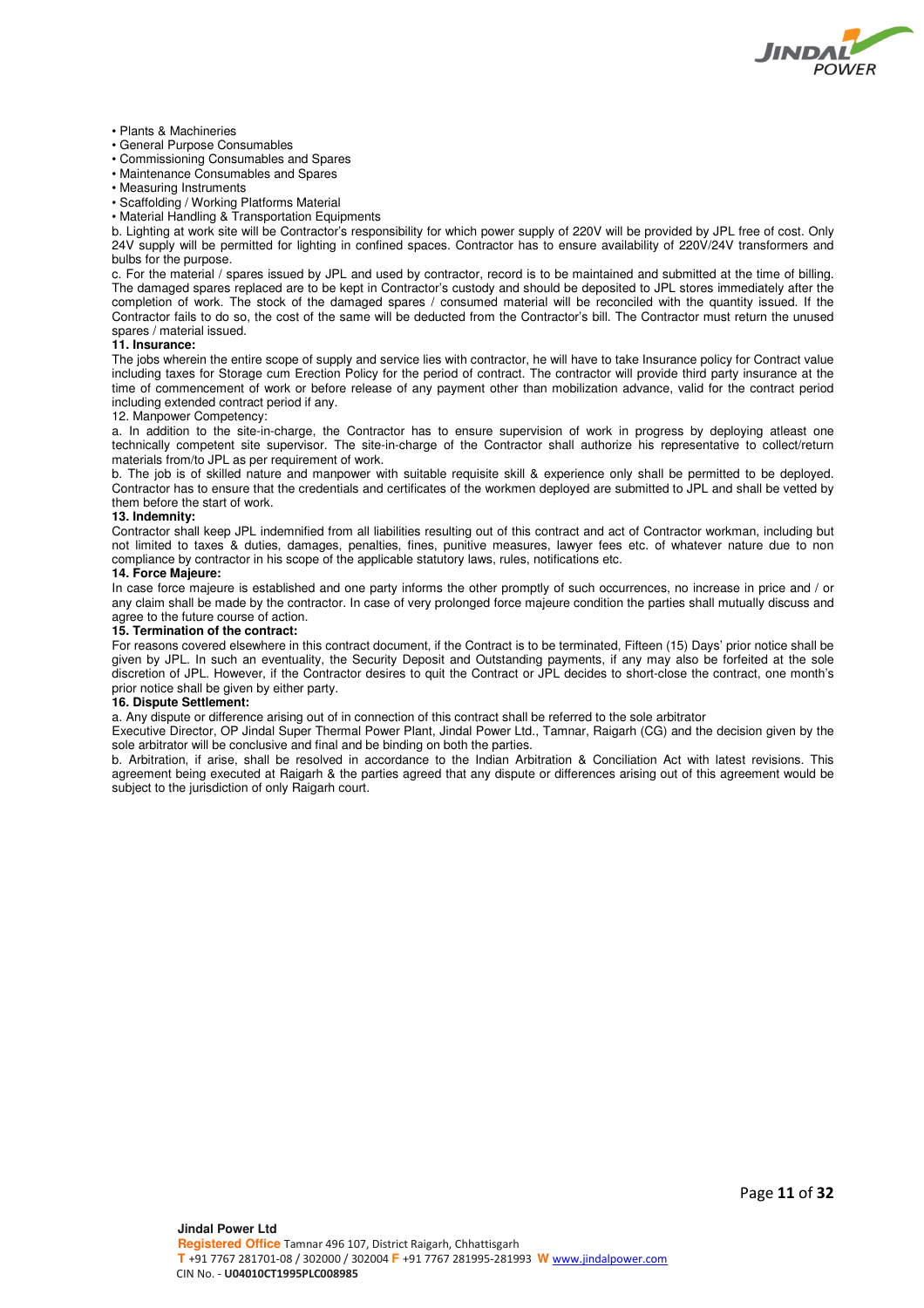- Plants & Machineries
- General Purpose Consumables
- Commissioning Consumables and Spares
- Maintenance Consumables and Spares
- Measuring Instruments
- Scaffolding / Working Platforms Material
- Material Handling & Transportation Equipments

b. Lighting at work site will be Contractor's responsibility for which power supply of 220V will be provided by JPL free of cost. Only 24V supply will be permitted for lighting in confined spaces. Contractor has to ensure availability of 220V/24V transformers and bulbs for the purpose.

c. For the material / spares issued by JPL and used by contractor, record is to be maintained and submitted at the time of billing. The damaged spares replaced are to be kept in Contractor's custody and should be deposited to JPL stores immediately after the completion of work. The stock of the damaged spares / consumed material will be reconciled with the quantity issued. If the Contractor fails to do so, the cost of the same will be deducted from the Contractor's bill. The Contractor must return the unused spares / material issued.

**11. Insurance:**

The jobs wherein the entire scope of supply and service lies with contractor, he will have to take Insurance policy for Contract value including taxes for Storage cum Erection Policy for the period of contract. The contractor will provide third party insurance at the time of commencement of work or before release of any payment other than mobilization advance, valid for the contract period including extended contract period if any.

12. Manpower Competency:

a. In addition to the site-in-charge, the Contractor has to ensure supervision of work in progress by deploying atleast one technically competent site supervisor. The site-in-charge of the Contractor shall authorize his representative to collect/return materials from/to JPL as per requirement of work.

b. The job is of skilled nature and manpower with suitable requisite skill & experience only shall be permitted to be deployed. Contractor has to ensure that the credentials and certificates of the workmen deployed are submitted to JPL and shall be vetted by them before the start of work.

**13. Indemnity:**

Contractor shall keep JPL indemnified from all liabilities resulting out of this contract and act of Contractor workman, including but not limited to taxes & duties, damages, penalties, fines, punitive measures, lawyer fees etc. of whatever nature due to non compliance by contractor in his scope of the applicable statutory laws, rules, notifications etc.

**14. Force Majeure:**

In case force majeure is established and one party informs the other promptly of such occurrences, no increase in price and / or any claim shall be made by the contractor. In case of very prolonged force majeure condition the parties shall mutually discuss and agree to the future course of action.

**15. Termination of the contract:**

For reasons covered elsewhere in this contract document, if the Contract is to be terminated, Fifteen (15) Days' prior notice shall be given by JPL. In such an eventuality, the Security Deposit and Outstanding payments, if any may also be forfeited at the sole discretion of JPL. However, if the Contractor desires to quit the Contract or JPL decides to short-close the contract, one month's prior notice shall be given by either party.

**16. Dispute Settlement:**

a. Any dispute or difference arising out of in connection of this contract shall be referred to the sole arbitrator Executive Director, OP Jindal Super Thermal Power Plant, Jindal Power Ltd., Tamnar, Raigarh (CG) and the decision given by the sole arbitrator will be conclusive and final and be binding on both the parties.

b. Arbitration, if arise, shall be resolved in accordance to the Indian Arbitration & Conciliation Act with latest revisions. This agreement being executed at Raigarh & the parties agreed that any dispute or differences arising out of this agreement would be subject to the jurisdiction of only Raigarh court.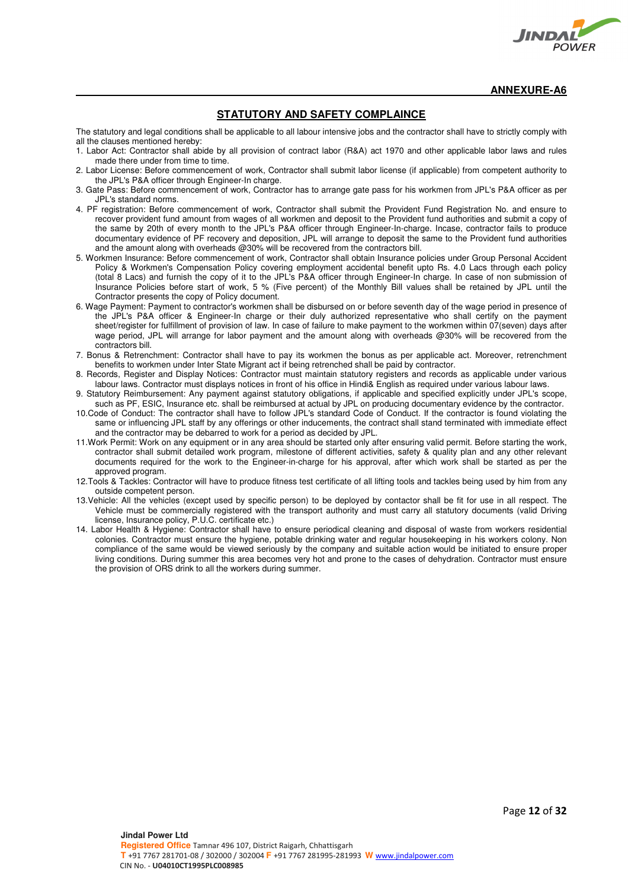**ANNEXURE-A6**

## STATUTORY AND SAFETY COMPLAINCE

The statutory and legal conditions shall be applicable to all labour intensive jobs and the contractor shall have to strictly comply with all the clauses mentioned hereby:

1. Labor Act: Contractor shall abide by all provision of contract labor (R&A) act 1970 and other applicable labor laws and rules made there under from time to time.
2. Labor License: Before commencement of work, Contractor shall submit labor license (if applicable) from competent authority to the JPL's P&A officer through Engineer-In charge.
3. Gate Pass: Before commencement of work, Contractor has to arrange gate pass for his workmen from JPL's P&A officer as per JPL's standard norms.
4. PF registration: Before commencement of work, Contractor shall submit the Provident Fund Registration No. and ensure to recover provident fund amount from wages of all workmen and deposit to the Provident fund authorities and submit a copy of the same by 20th of every month to the JPL's P&A officer through Engineer-In-charge. Incase, contractor fails to produce documentary evidence of PF recovery and deposition, JPL will arrange to deposit the same to the Provident fund authorities and the amount along with overheads @30% will be recovered from the contractors bill.
5. Workmen Insurance: Before commencement of work, Contractor shall obtain Insurance policies under Group Personal Accident Policy & Workmen's Compensation Policy covering employment accidental benefit upto Rs. 4.0 Lacs through each policy (total 8 Lacs) and furnish the copy of it to the JPL's P&A officer through Engineer-In charge. In case of non submission of Insurance Policies before start of work, 5 % (Five percent) of the Monthly Bill values shall be retained by JPL until the Contractor presents the copy of Policy document.
6. Wage Payment: Payment to contractor's workmen shall be disbursed on or before seventh day of the wage period in presence of the JPL's P&A officer & Engineer-In charge or their duly authorized representative who shall certify on the payment sheet/register for fulfillment of provision of law. In case of failure to make payment to the workmen within 07(seven) days after wage period, JPL will arrange for labor payment and the amount along with overheads @30% will be recovered from the contractors bill.
7. Bonus & Retrenchment: Contractor shall have to pay its workmen the bonus as per applicable act. Moreover, retrenchment benefits to workmen under Inter State Migrant act if being retrenched shall be paid by contractor.
8. Records, Register and Display Notices: Contractor must maintain statutory registers and records as applicable under various labour laws. Contractor must displays notices in front of his office in Hindi& English as required under various labour laws.
9. Statutory Reimbursement: Any payment against statutory obligations, if applicable and specified explicitly under JPL's scope, such as PF, ESIC, Insurance etc. shall be reimbursed at actual by JPL on producing documentary evidence by the contractor.
10. Code of Conduct: The contractor shall have to follow JPL's standard Code of Conduct. If the contractor is found violating the same or influencing JPL staff by any offerings or other inducements, the contract shall stand terminated with immediate effect and the contractor may be debarred to work for a period as decided by JPL.
11. Work Permit: Work on any equipment or in any area should be started only after ensuring valid permit. Before starting the work, contractor shall submit detailed work program, milestone of different activities, safety & quality plan and any other relevant documents required for the work to the Engineer-in-charge for his approval, after which work shall be started as per the approved program.
12. Tools & Tackles: Contractor will have to produce fitness test certificate of all lifting tools and tackles being used by him from any outside competent person.
13. Vehicle: All the vehicles (except used by specific person) to be deployed by contactor shall be fit for use in all respect. The Vehicle must be commercially registered with the transport authority and must carry all statutory documents (valid Driving license, Insurance policy, P.U.C. certificate etc.)
14. Labor Health & Hygiene: Contractor shall have to ensure periodical cleaning and disposal of waste from workers residential colonies. Contractor must ensure the hygiene, potable drinking water and regular housekeeping in his workers colony. Non compliance of the same would be viewed seriously by the company and suitable action would be initiated to ensure proper living conditions. During summer this area becomes very hot and prone to the cases of dehydration. Contractor must ensure the provision of ORS drink to all the workers during summer.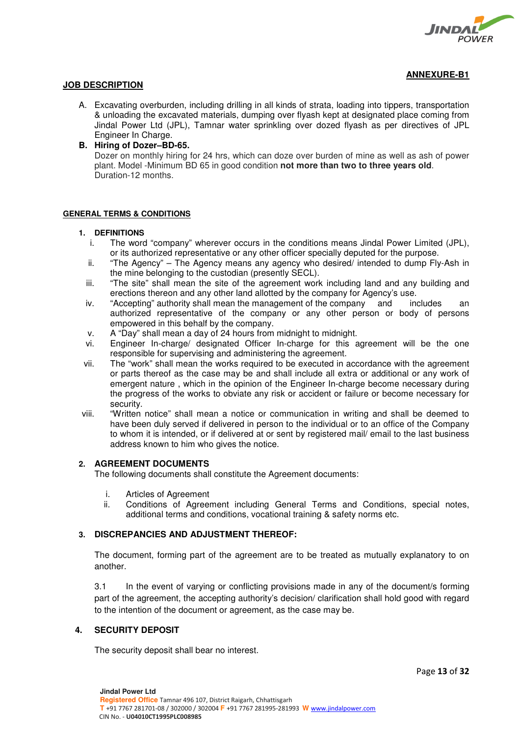**ANNEXURE-B1**

## JOB DESCRIPTION

A. Excavating overburden, including drilling in all kinds of strata, loading into tippers, transportation & unloading the excavated materials, dumping over flyash kept at designated place coming from Jindal Power Ltd (JPL), Tamnar water sprinkling over dozed flyash as per directives of JPL Engineer In Charge.

**B. Hiring of Dozer–BD-65.**
Dozer on monthly hiring for 24 hrs, which can doze over burden of mine as well as ash of power plant. Model -Minimum BD 65 in good condition **not more than two to three years old**.
Duration-12 months.

## GENERAL TERMS & CONDITIONS

### 1. DEFINITIONS

i. The word “company” wherever occurs in the conditions means Jindal Power Limited (JPL), or its authorized representative or any other officer specially deputed for the purpose.

ii. “The Agency” – The Agency means any agency who desired/ intended to dump Fly-Ash in the mine belonging to the custodian (presently SECL).

iii. “The site” shall mean the site of the agreement work including land and any building and erections thereon and any other land allotted by the company for Agency’s use.

iv. “Accepting” authority shall mean the management of the company and includes an authorized representative of the company or any other person or body of persons empowered in this behalf by the company.

v. A “Day” shall mean a day of 24 hours from midnight to midnight.

vi. Engineer In-charge/ designated Officer In-charge for this agreement will be the one responsible for supervising and administering the agreement.

vii. The “work” shall mean the works required to be executed in accordance with the agreement or parts thereof as the case may be and shall include all extra or additional or any work of emergent nature , which in the opinion of the Engineer In-charge become necessary during the progress of the works to obviate any risk or accident or failure or become necessary for security.

viii. “Written notice” shall mean a notice or communication in writing and shall be deemed to have been duly served if delivered in person to the individual or to an office of the Company to whom it is intended, or if delivered at or sent by registered mail/ email to the last business address known to him who gives the notice.

### 2. AGREEMENT DOCUMENTS

The following documents shall constitute the Agreement documents:

i. Articles of Agreement
ii. Conditions of Agreement including General Terms and Conditions, special notes, additional terms and conditions, vocational training & safety norms etc.

### 3. DISCREPANCIES AND ADJUSTMENT THEREOF:

The document, forming part of the agreement are to be treated as mutually explanatory to on another.

3.1 In the event of varying or conflicting provisions made in any of the document/s forming part of the agreement, the accepting authority’s decision/ clarification shall hold good with regard to the intention of the document or agreement, as the case may be.

### 4. SECURITY DEPOSIT

The security deposit shall bear no interest.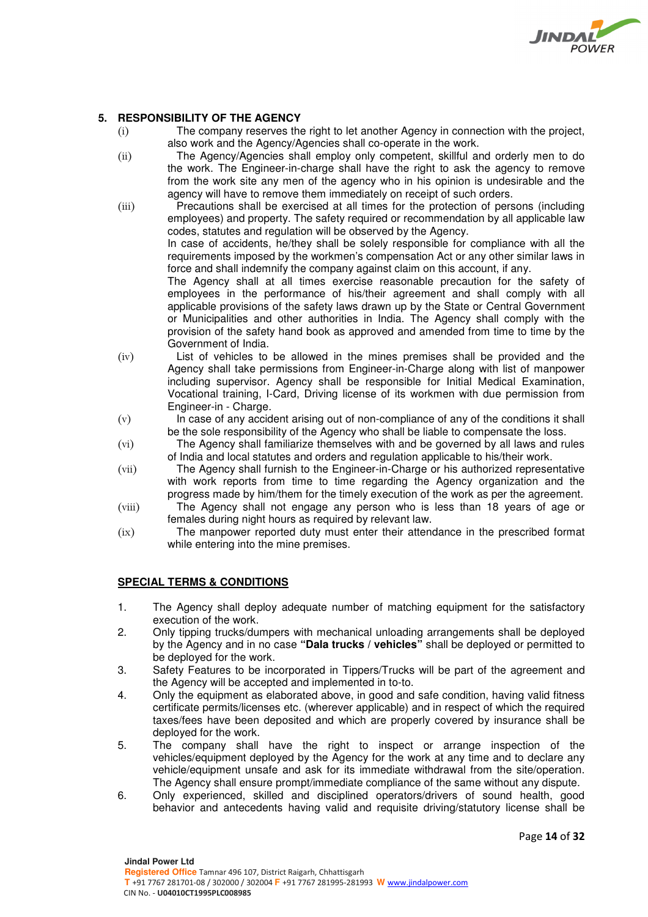## 5. RESPONSIBILITY OF THE AGENCY

(i) The company reserves the right to let another Agency in connection with the project, also work and the Agency/Agencies shall co-operate in the work.

(ii) The Agency/Agencies shall employ only competent, skillful and orderly men to do the work. The Engineer-in-charge shall have the right to ask the agency to remove from the work site any men of the agency who in his opinion is undesirable and the agency will have to remove them immediately on receipt of such orders.

(iii) Precautions shall be exercised at all times for the protection of persons (including employees) and property. The safety required or recommendation by all applicable law codes, statutes and regulation will be observed by the Agency.
In case of accidents, he/they shall be solely responsible for compliance with all the requirements imposed by the workmen's compensation Act or any other similar laws in force and shall indemnify the company against claim on this account, if any.
The Agency shall at all times exercise reasonable precaution for the safety of employees in the performance of his/their agreement and shall comply with all applicable provisions of the safety laws drawn up by the State or Central Government or Municipalities and other authorities in India. The Agency shall comply with the provision of the safety hand book as approved and amended from time to time by the Government of India.

(iv) List of vehicles to be allowed in the mines premises shall be provided and the Agency shall take permissions from Engineer-in-Charge along with list of manpower including supervisor. Agency shall be responsible for Initial Medical Examination, Vocational training, I-Card, Driving license of its workmen with due permission from Engineer-in - Charge.

(v) In case of any accident arising out of non-compliance of any of the conditions it shall be the sole responsibility of the Agency who shall be liable to compensate the loss.

(vi) The Agency shall familiarize themselves with and be governed by all laws and rules of India and local statutes and orders and regulation applicable to his/their work.

(vii) The Agency shall furnish to the Engineer-in-Charge or his authorized representative with work reports from time to time regarding the Agency organization and the progress made by him/them for the timely execution of the work as per the agreement.

(viii) The Agency shall not engage any person who is less than 18 years of age or females during night hours as required by relevant law.

(ix) The manpower reported duty must enter their attendance in the prescribed format while entering into the mine premises.

## SPECIAL TERMS & CONDITIONS

1. The Agency shall deploy adequate number of matching equipment for the satisfactory execution of the work.
2. Only tipping trucks/dumpers with mechanical unloading arrangements shall be deployed by the Agency and in no case **"Dala trucks / vehicles"** shall be deployed or permitted to be deployed for the work.
3. Safety Features to be incorporated in Tippers/Trucks will be part of the agreement and the Agency will be accepted and implemented in to-to.
4. Only the equipment as elaborated above, in good and safe condition, having valid fitness certificate permits/licenses etc. (wherever applicable) and in respect of which the required taxes/fees have been deposited and which are properly covered by insurance shall be deployed for the work.
5. The company shall have the right to inspect or arrange inspection of the vehicles/equipment deployed by the Agency for the work at any time and to declare any vehicle/equipment unsafe and ask for its immediate withdrawal from the site/operation. The Agency shall ensure prompt/immediate compliance of the same without any dispute.
6. Only experienced, skilled and disciplined operators/drivers of sound health, good behavior and antecedents having valid and requisite driving/statutory license shall be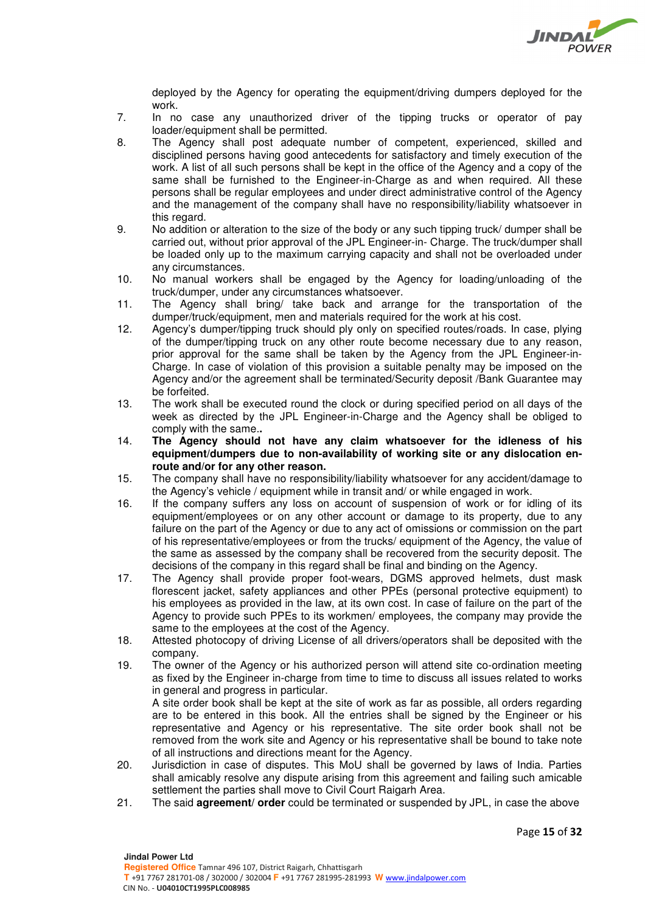deployed by the Agency for operating the equipment/driving dumpers deployed for the work.

7. In no case any unauthorized driver of the tipping trucks or operator of pay loader/equipment shall be permitted.
8. The Agency shall post adequate number of competent, experienced, skilled and disciplined persons having good antecedents for satisfactory and timely execution of the work. A list of all such persons shall be kept in the office of the Agency and a copy of the same shall be furnished to the Engineer-in-Charge as and when required. All these persons shall be regular employees and under direct administrative control of the Agency and the management of the company shall have no responsibility/liability whatsoever in this regard.
9. No addition or alteration to the size of the body or any such tipping truck/ dumper shall be carried out, without prior approval of the JPL Engineer-in- Charge. The truck/dumper shall be loaded only up to the maximum carrying capacity and shall not be overloaded under any circumstances.
10. No manual workers shall be engaged by the Agency for loading/unloading of the truck/dumper, under any circumstances whatsoever.
11. The Agency shall bring/ take back and arrange for the transportation of the dumper/truck/equipment, men and materials required for the work at his cost.
12. Agency's dumper/tipping truck should ply only on specified routes/roads. In case, plying of the dumper/tipping truck on any other route become necessary due to any reason, prior approval for the same shall be taken by the Agency from the JPL Engineer-in-Charge. In case of violation of this provision a suitable penalty may be imposed on the Agency and/or the agreement shall be terminated/Security deposit /Bank Guarantee may be forfeited.
13. The work shall be executed round the clock or during specified period on all days of the week as directed by the JPL Engineer-in-Charge and the Agency shall be obliged to comply with the same.**.**
14. **The Agency should not have any claim whatsoever for the idleness of his equipment/dumpers due to non-availability of working site or any dislocation en-route and/or for any other reason.**
15. The company shall have no responsibility/liability whatsoever for any accident/damage to the Agency's vehicle / equipment while in transit and/ or while engaged in work.
16. If the company suffers any loss on account of suspension of work or for idling of its equipment/employees or on any other account or damage to its property, due to any failure on the part of the Agency or due to any act of omissions or commission on the part of his representative/employees or from the trucks/ equipment of the Agency, the value of the same as assessed by the company shall be recovered from the security deposit. The decisions of the company in this regard shall be final and binding on the Agency.
17. The Agency shall provide proper foot-wears, DGMS approved helmets, dust mask florescent jacket, safety appliances and other PPEs (personal protective equipment) to his employees as provided in the law, at its own cost. In case of failure on the part of the Agency to provide such PPEs to its workmen/ employees, the company may provide the same to the employees at the cost of the Agency.
18. Attested photocopy of driving License of all drivers/operators shall be deposited with the company.
19. The owner of the Agency or his authorized person will attend site co-ordination meeting as fixed by the Engineer in-charge from time to time to discuss all issues related to works in general and progress in particular.

    A site order book shall be kept at the site of work as far as possible, all orders regarding are to be entered in this book. All the entries shall be signed by the Engineer or his representative and Agency or his representative. The site order book shall not be removed from the work site and Agency or his representative shall be bound to take note of all instructions and directions meant for the Agency.
20. Jurisdiction in case of disputes. This MoU shall be governed by laws of India. Parties shall amicably resolve any dispute arising from this agreement and failing such amicable settlement the parties shall move to Civil Court Raigarh Area.
21. The said **agreement/ order** could be terminated or suspended by JPL, in case the above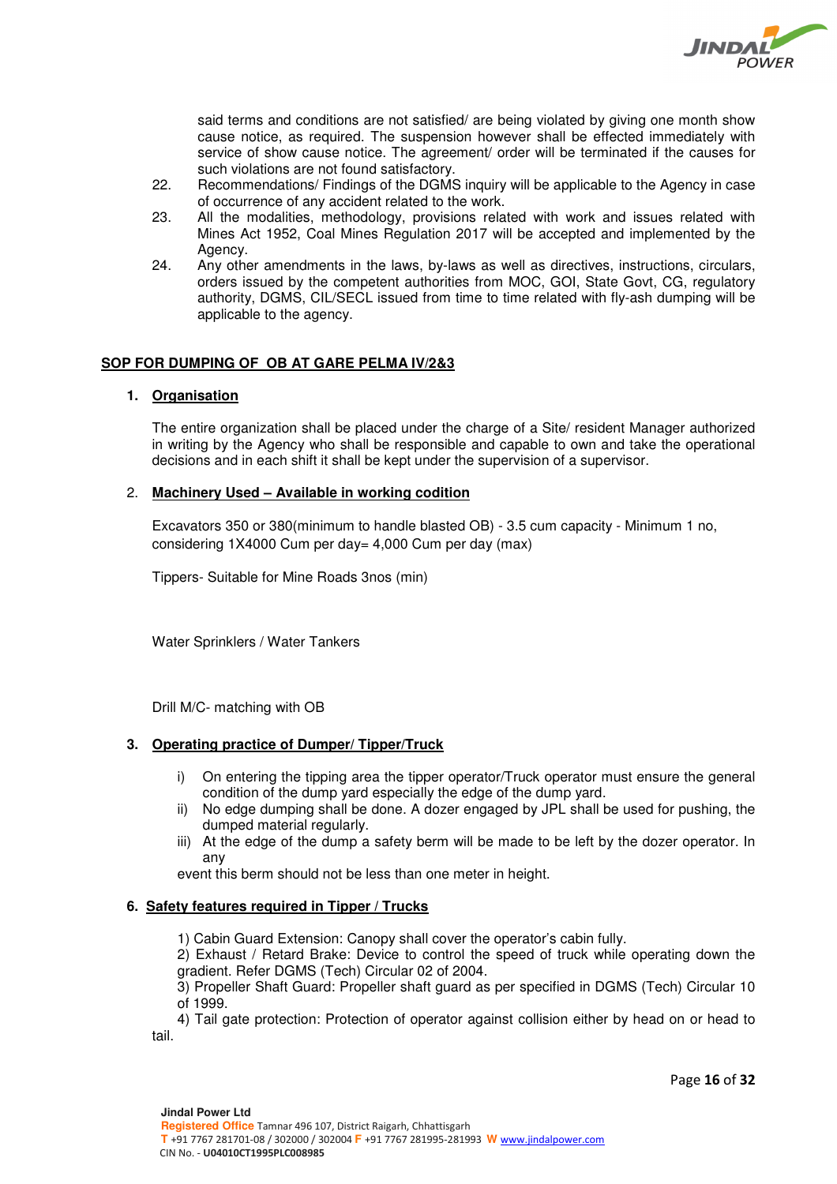said terms and conditions are not satisfied/ are being violated by giving one month show cause notice, as required. The suspension however shall be effected immediately with service of show cause notice. The agreement/ order will be terminated if the causes for such violations are not found satisfactory.

22. Recommendations/ Findings of the DGMS inquiry will be applicable to the Agency in case of occurrence of any accident related to the work.
23. All the modalities, methodology, provisions related with work and issues related with Mines Act 1952, Coal Mines Regulation 2017 will be accepted and implemented by the Agency.
24. Any other amendments in the laws, by-laws as well as directives, instructions, circulars, orders issued by the competent authorities from MOC, GOI, State Govt, CG, regulatory authority, DGMS, CIL/SECL issued from time to time related with fly-ash dumping will be applicable to the agency.

## SOP FOR DUMPING OF OB AT GARE PELMA IV/2&3

### 1. Organisation

The entire organization shall be placed under the charge of a Site/ resident Manager authorized in writing by the Agency who shall be responsible and capable to own and take the operational decisions and in each shift it shall be kept under the supervision of a supervisor.

### 2. Machinery Used – Available in working codition

Excavators 350 or 380(minimum to handle blasted OB) - 3.5 cum capacity - Minimum 1 no, considering 1X4000 Cum per day= 4,000 Cum per day (max)

Tippers- Suitable for Mine Roads 3nos (min)

Water Sprinklers / Water Tankers

Drill M/C- matching with OB

### 3. Operating practice of Dumper/ Tipper/Truck

i) On entering the tipping area the tipper operator/Truck operator must ensure the general condition of the dump yard especially the edge of the dump yard.

ii) No edge dumping shall be done. A dozer engaged by JPL shall be used for pushing, the dumped material regularly.

iii) At the edge of the dump a safety berm will be made to be left by the dozer operator. In any event this berm should not be less than one meter in height.

### 6. Safety features required in Tipper / Trucks

1) Cabin Guard Extension: Canopy shall cover the operator's cabin fully.

2) Exhaust / Retard Brake: Device to control the speed of truck while operating down the gradient. Refer DGMS (Tech) Circular 02 of 2004.

3) Propeller Shaft Guard: Propeller shaft guard as per specified in DGMS (Tech) Circular 10 of 1999.

4) Tail gate protection: Protection of operator against collision either by head on or head to tail.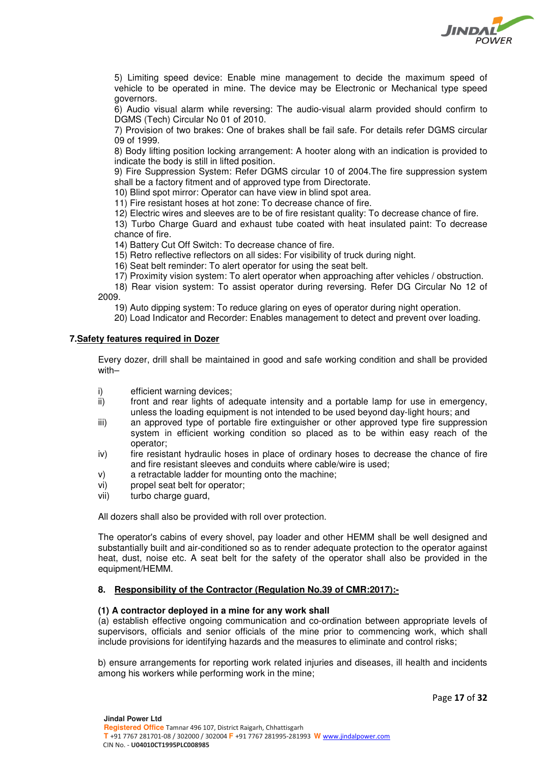5) Limiting speed device: Enable mine management to decide the maximum speed of vehicle to be operated in mine. The device may be Electronic or Mechanical type speed governors.

6) Audio visual alarm while reversing: The audio-visual alarm provided should confirm to DGMS (Tech) Circular No 01 of 2010.

7) Provision of two brakes: One of brakes shall be fail safe. For details refer DGMS circular 09 of 1999.

8) Body lifting position locking arrangement: A hooter along with an indication is provided to indicate the body is still in lifted position.

9) Fire Suppression System: Refer DGMS circular 10 of 2004.The fire suppression system shall be a factory fitment and of approved type from Directorate.

10) Blind spot mirror: Operator can have view in blind spot area.

11) Fire resistant hoses at hot zone: To decrease chance of fire.

12) Electric wires and sleeves are to be of fire resistant quality: To decrease chance of fire.

13) Turbo Charge Guard and exhaust tube coated with heat insulated paint: To decrease chance of fire.

14) Battery Cut Off Switch: To decrease chance of fire.

15) Retro reflective reflectors on all sides: For visibility of truck during night.

16) Seat belt reminder: To alert operator for using the seat belt.

17) Proximity vision system: To alert operator when approaching after vehicles / obstruction.

18) Rear vision system: To assist operator during reversing. Refer DG Circular No 12 of 2009.

19) Auto dipping system: To reduce glaring on eyes of operator during night operation.

20) Load Indicator and Recorder: Enables management to detect and prevent over loading.

## 7. Safety features required in Dozer

Every dozer, drill shall be maintained in good and safe working condition and shall be provided with–

i) efficient warning devices;

ii) front and rear lights of adequate intensity and a portable lamp for use in emergency, unless the loading equipment is not intended to be used beyond day-light hours; and

iii) an approved type of portable fire extinguisher or other approved type fire suppression system in efficient working condition so placed as to be within easy reach of the operator;

iv) fire resistant hydraulic hoses in place of ordinary hoses to decrease the chance of fire and fire resistant sleeves and conduits where cable/wire is used;

v) a retractable ladder for mounting onto the machine;

vi) propel seat belt for operator;

vii) turbo charge guard,

All dozers shall also be provided with roll over protection.

The operator's cabins of every shovel, pay loader and other HEMM shall be well designed and substantially built and air-conditioned so as to render adequate protection to the operator against heat, dust, noise etc. A seat belt for the safety of the operator shall also be provided in the equipment/HEMM.

## 8. Responsibility of the Contractor (Regulation No.39 of CMR:2017):-

**(1) A contractor deployed in a mine for any work shall**

(a) establish effective ongoing communication and co-ordination between appropriate levels of supervisors, officials and senior officials of the mine prior to commencing work, which shall include provisions for identifying hazards and the measures to eliminate and control risks;

b) ensure arrangements for reporting work related injuries and diseases, ill health and incidents among his workers while performing work in the mine;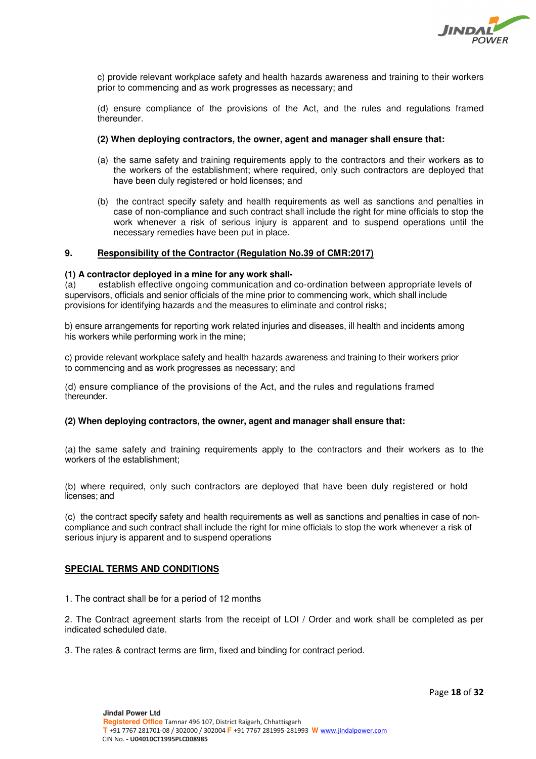c) provide relevant workplace safety and health hazards awareness and training to their workers prior to commencing and as work progresses as necessary; and

(d) ensure compliance of the provisions of the Act, and the rules and regulations framed thereunder.

**(2) When deploying contractors, the owner, agent and manager shall ensure that:**

(a) the same safety and training requirements apply to the contractors and their workers as to the workers of the establishment; where required, only such contractors are deployed that have been duly registered or hold licenses; and

(b) the contract specify safety and health requirements as well as sanctions and penalties in case of non-compliance and such contract shall include the right for mine officials to stop the work whenever a risk of serious injury is apparent and to suspend operations until the necessary remedies have been put in place.

## 9. Responsibility of the Contractor (Regulation No.39 of CMR:2017)

**(1) A contractor deployed in a mine for any work shall-**

(a) establish effective ongoing communication and co-ordination between appropriate levels of supervisors, officials and senior officials of the mine prior to commencing work, which shall include provisions for identifying hazards and the measures to eliminate and control risks;

b) ensure arrangements for reporting work related injuries and diseases, ill health and incidents among his workers while performing work in the mine;

c) provide relevant workplace safety and health hazards awareness and training to their workers prior to commencing and as work progresses as necessary; and

(d) ensure compliance of the provisions of the Act, and the rules and regulations framed thereunder.

**(2) When deploying contractors, the owner, agent and manager shall ensure that:**

(a) the same safety and training requirements apply to the contractors and their workers as to the workers of the establishment;

(b) where required, only such contractors are deployed that have been duly registered or hold licenses; and

(c) the contract specify safety and health requirements as well as sanctions and penalties in case of non-compliance and such contract shall include the right for mine officials to stop the work whenever a risk of serious injury is apparent and to suspend operations

## SPECIAL TERMS AND CONDITIONS

1. The contract shall be for a period of 12 months

2. The Contract agreement starts from the receipt of LOI / Order and work shall be completed as per indicated scheduled date.

3. The rates & contract terms are firm, fixed and binding for contract period.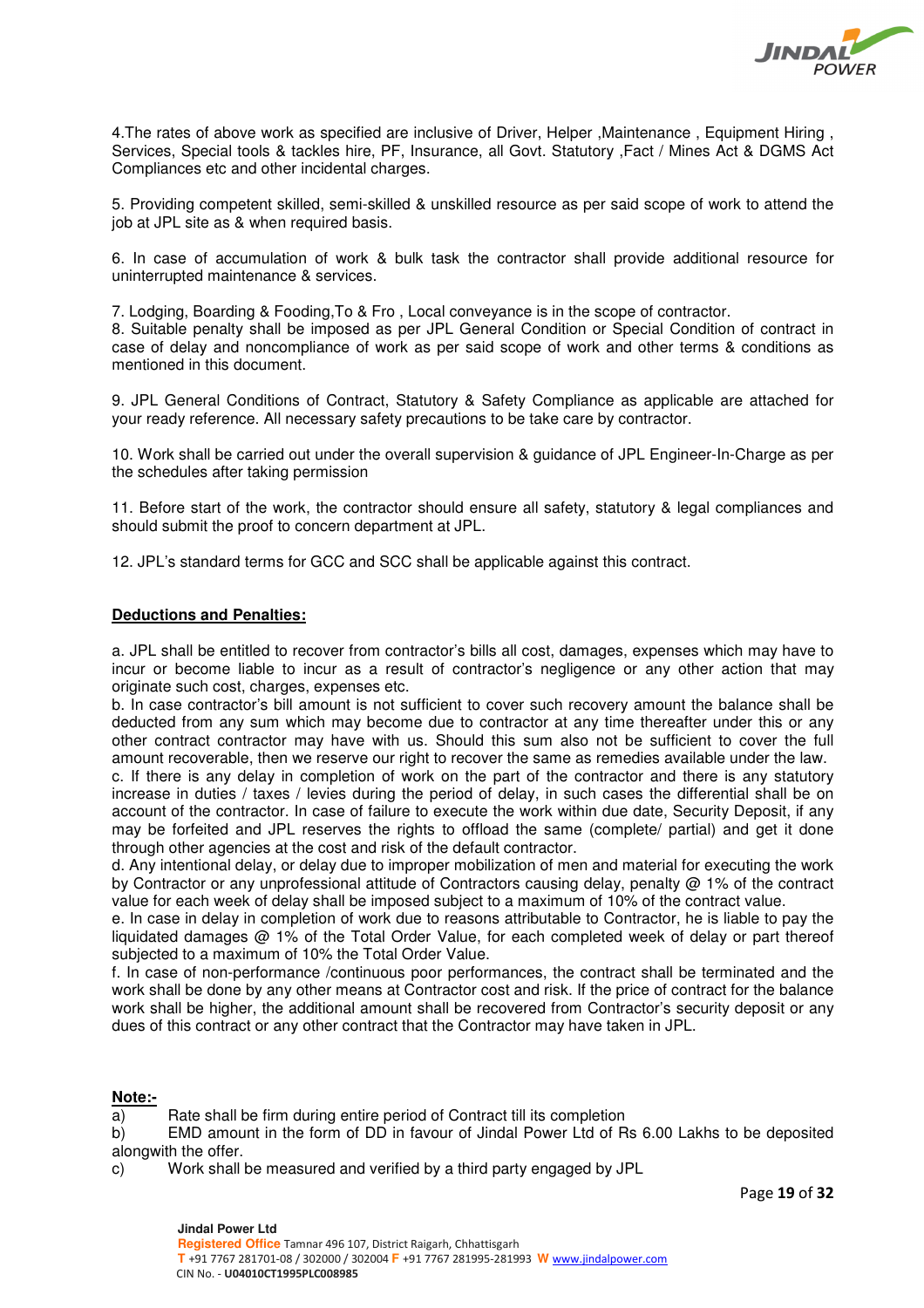4.The rates of above work as specified are inclusive of Driver, Helper ,Maintenance , Equipment Hiring , Services, Special tools & tackles hire, PF, Insurance, all Govt. Statutory ,Fact / Mines Act & DGMS Act Compliances etc and other incidental charges.

5. Providing competent skilled, semi-skilled & unskilled resource as per said scope of work to attend the job at JPL site as & when required basis.

6. In case of accumulation of work & bulk task the contractor shall provide additional resource for uninterrupted maintenance & services.

7. Lodging, Boarding & Fooding,To & Fro , Local conveyance is in the scope of contractor.
8. Suitable penalty shall be imposed as per JPL General Condition or Special Condition of contract in case of delay and noncompliance of work as per said scope of work and other terms & conditions as mentioned in this document.

9. JPL General Conditions of Contract, Statutory & Safety Compliance as applicable are attached for your ready reference. All necessary safety precautions to be take care by contractor.

10. Work shall be carried out under the overall supervision & guidance of JPL Engineer-In-Charge as per the schedules after taking permission

11. Before start of the work, the contractor should ensure all safety, statutory & legal compliances and should submit the proof to concern department at JPL.

12. JPL's standard terms for GCC and SCC shall be applicable against this contract.

**Deductions and Penalties:**

a. JPL shall be entitled to recover from contractor's bills all cost, damages, expenses which may have to incur or become liable to incur as a result of contractor's negligence or any other action that may originate such cost, charges, expenses etc.
b. In case contractor's bill amount is not sufficient to cover such recovery amount the balance shall be deducted from any sum which may become due to contractor at any time thereafter under this or any other contract contractor may have with us. Should this sum also not be sufficient to cover the full amount recoverable, then we reserve our right to recover the same as remedies available under the law.
c. If there is any delay in completion of work on the part of the contractor and there is any statutory increase in duties / taxes / levies during the period of delay, in such cases the differential shall be on account of the contractor. In case of failure to execute the work within due date, Security Deposit, if any may be forfeited and JPL reserves the rights to offload the same (complete/ partial) and get it done through other agencies at the cost and risk of the default contractor.
d. Any intentional delay, or delay due to improper mobilization of men and material for executing the work by Contractor or any unprofessional attitude of Contractors causing delay, penalty @ 1% of the contract value for each week of delay shall be imposed subject to a maximum of 10% of the contract value.
e. In case in delay in completion of work due to reasons attributable to Contractor, he is liable to pay the liquidated damages @ 1% of the Total Order Value, for each completed week of delay or part thereof subjected to a maximum of 10% the Total Order Value.
f. In case of non-performance /continuous poor performances, the contract shall be terminated and the work shall be done by any other means at Contractor cost and risk. If the price of contract for the balance work shall be higher, the additional amount shall be recovered from Contractor's security deposit or any dues of this contract or any other contract that the Contractor may have taken in JPL.

**Note:-**

a) Rate shall be firm during entire period of Contract till its completion
b) EMD amount in the form of DD in favour of Jindal Power Ltd of Rs 6.00 Lakhs to be deposited alongwith the offer.
c) Work shall be measured and verified by a third party engaged by JPL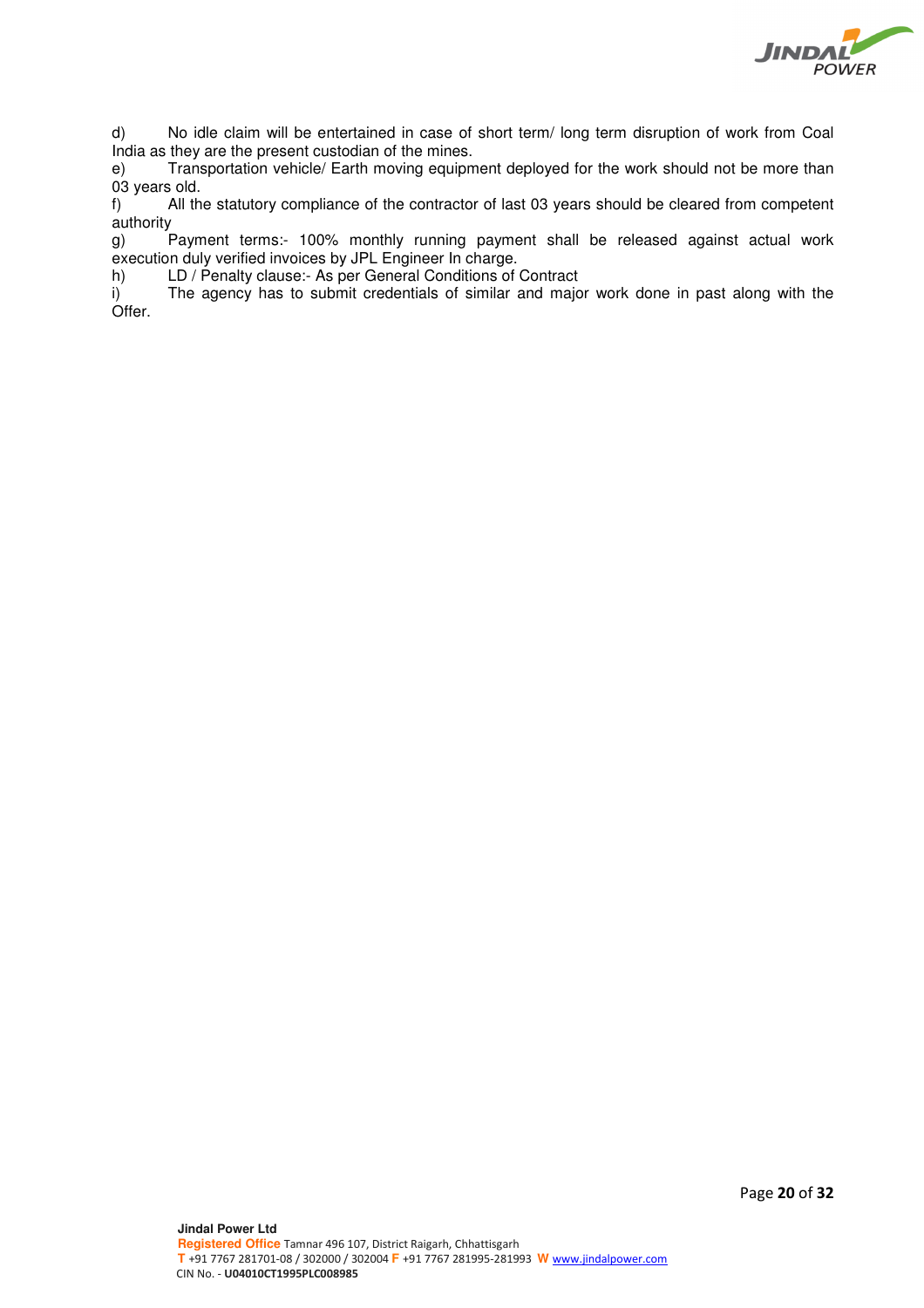d) No idle claim will be entertained in case of short term/ long term disruption of work from Coal India as they are the present custodian of the mines.

e) Transportation vehicle/ Earth moving equipment deployed for the work should not be more than 03 years old.

f) All the statutory compliance of the contractor of last 03 years should be cleared from competent authority

g) Payment terms:- 100% monthly running payment shall be released against actual work execution duly verified invoices by JPL Engineer In charge.

h) LD / Penalty clause:- As per General Conditions of Contract

i) The agency has to submit credentials of similar and major work done in past along with the Offer.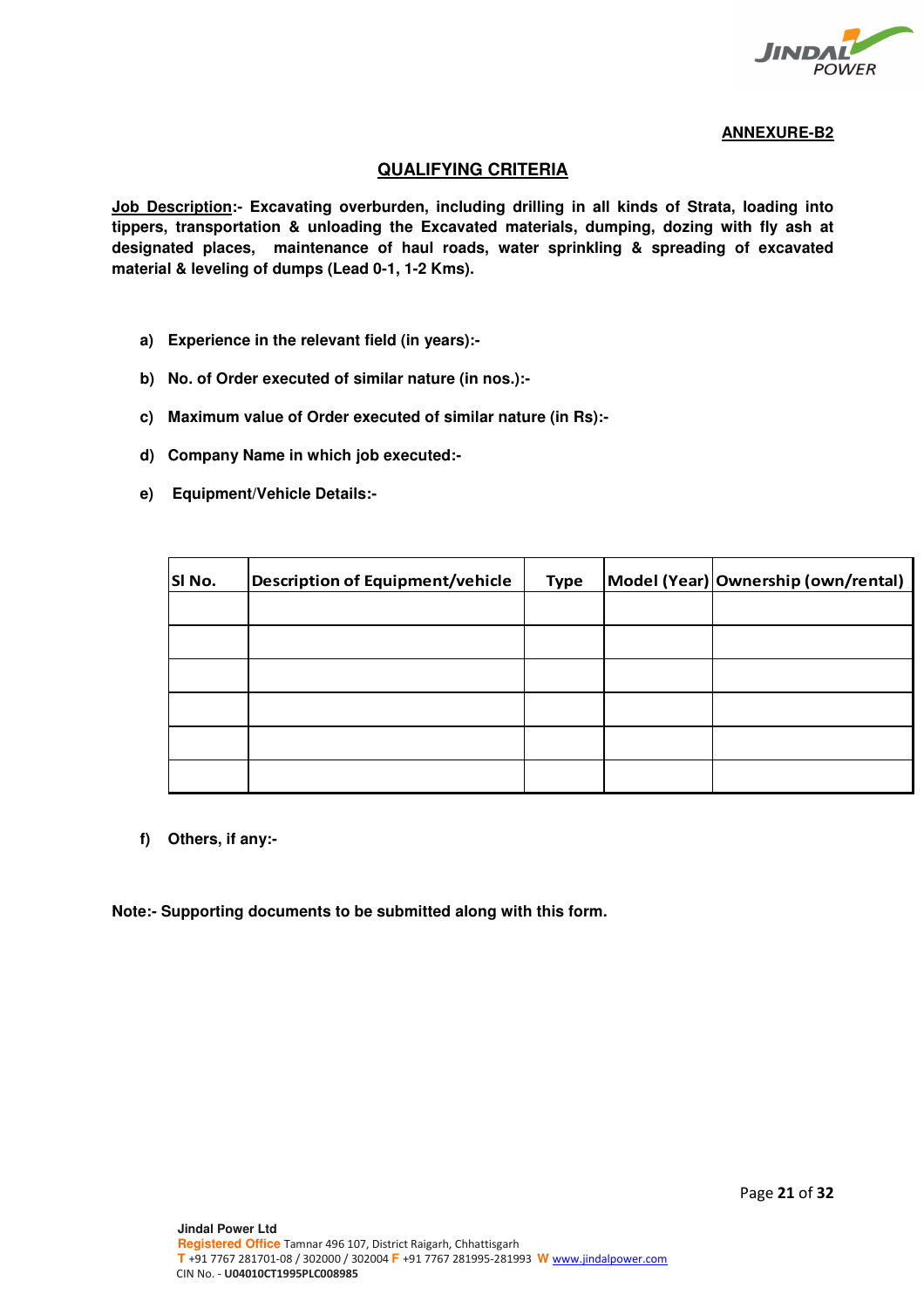**ANNEXURE-B2**

## QUALIFYING CRITERIA

**Job Description:- Excavating overburden, including drilling in all kinds of Strata, loading into tippers, transportation & unloading the Excavated materials, dumping, dozing with fly ash at designated places, maintenance of haul roads, water sprinkling & spreading of excavated material & leveling of dumps (Lead 0-1, 1-2 Kms).**

a) **Experience in the relevant field (in years):-**

b) **No. of Order executed of similar nature (in nos.):-**

c) **Maximum value of Order executed of similar nature (in Rs):-**

d) **Company Name in which job executed:-**

e) **Equipment/Vehicle Details:-**

| Sl No. | Description of Equipment/vehicle | Type | Model (Year) | Ownership (own/rental) |
|---|---|---|---|---|
| | | | | |
| | | | | |
| | | | | |
| | | | | |
| | | | | |
| | | | | |

f) **Others, if any:-**

**Note:- Supporting documents to be submitted along with this form.**

**Jindal Power Ltd**
**Registered Office** Tamnar 496 107, District Raigarh, Chhattisgarh
**T** +91 7767 281701-08 / 302000 / 302004 **F** +91 7767 281995-281993 **W** www.jindalpower.com
CIN No. - **U04010CT1995PLC008985**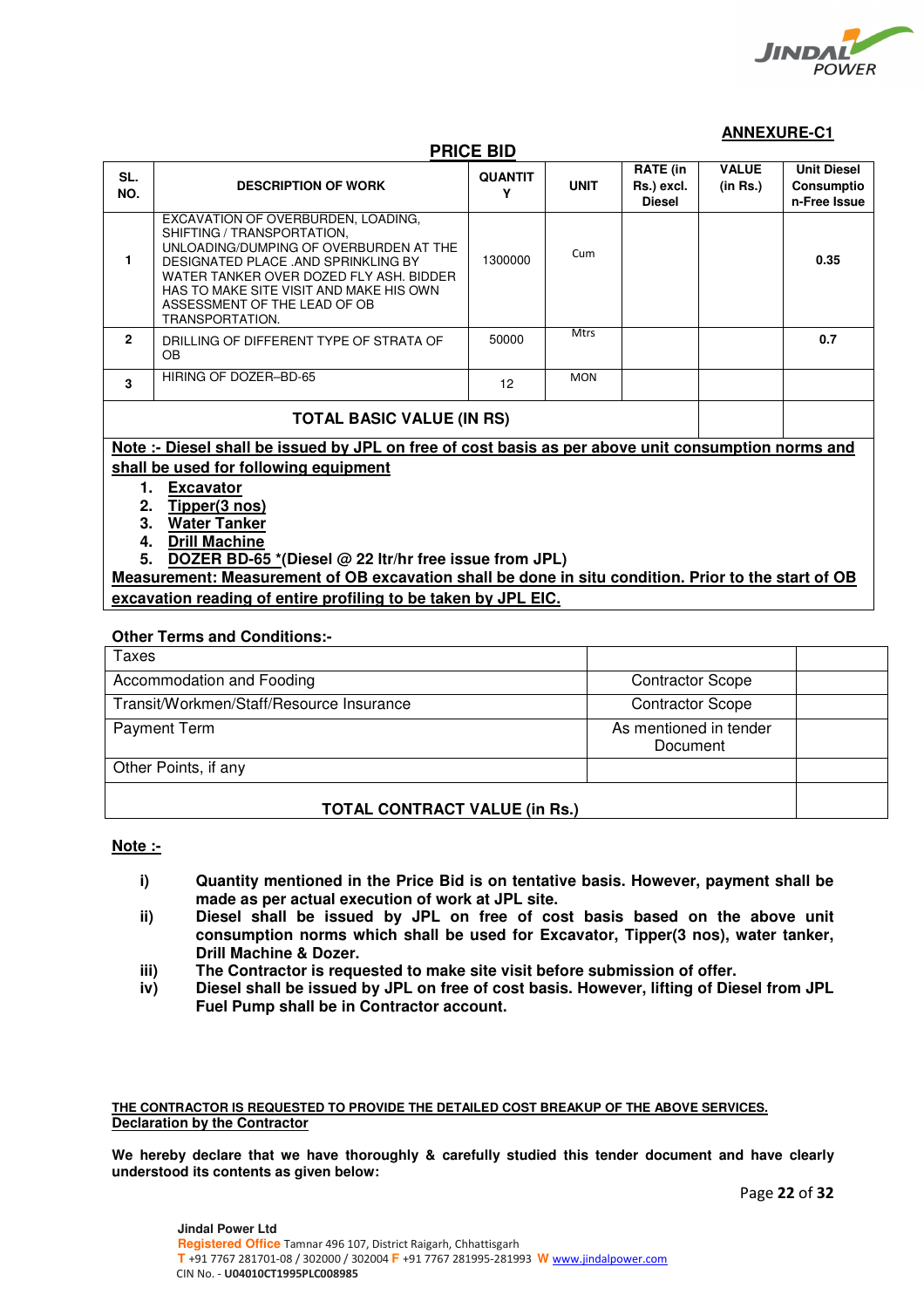**ANNEXURE-C1**

**PRICE BID**

| SL. NO. | DESCRIPTION OF WORK | QUANTITY | UNIT | RATE (in Rs.) excl. Diesel | VALUE (in Rs.) | Unit Diesel Consumption-Free Issue |
|---|---|---|---|---|---|---|
| 1 | EXCAVATION OF OVERBURDEN, LOADING, SHIFTING / TRANSPORTATION, UNLOADING/DUMPING OF OVERBURDEN AT THE DESIGNATED PLACE .AND SPRINKLING BY WATER TANKER OVER DOZED FLY ASH. BIDDER HAS TO MAKE SITE VISIT AND MAKE HIS OWN ASSESSMENT OF THE LEAD OF OB TRANSPORTATION. | 1300000 | Cum | | | 0.35 |
| 2 | DRILLING OF DIFFERENT TYPE OF STRATA OF OB | 50000 | Mtrs | | | 0.7 |
| 3 | HIRING OF DOZER–BD-65 | 12 | MON | | | |
| | **TOTAL BASIC VALUE (IN RS)** | | | | | |

**Note :- Diesel shall be issued by JPL on free of cost basis as per above unit consumption norms and shall be used for following equipment**

1. **Excavator**
2. **Tipper(3 nos)**
3. **Water Tanker**
4. **Drill Machine**
5. **DOZER BD-65 *(Diesel @ 22 ltr/hr free issue from JPL)**

**Measurement: Measurement of OB excavation shall be done in situ condition. Prior to the start of OB excavation reading of entire profiling to be taken by JPL EIC.**

**Other Terms and Conditions:-**

| | | |
|---|---|---|
| Taxes | | |
| Accommodation and Fooding | Contractor Scope | |
| Transit/Workmen/Staff/Resource Insurance | Contractor Scope | |
| Payment Term | As mentioned in tender Document | |
| Other Points, if any | | |
| **TOTAL CONTRACT VALUE (in Rs.)** | | |

**Note :-**

i) **Quantity mentioned in the Price Bid is on tentative basis. However, payment shall be made as per actual execution of work at JPL site.**

ii) **Diesel shall be issued by JPL on free of cost basis based on the above unit consumption norms which shall be used for Excavator, Tipper(3 nos), water tanker, Drill Machine & Dozer.**

iii) **The Contractor is requested to make site visit before submission of offer.**

iv) **Diesel shall be issued by JPL on free of cost basis. However, lifting of Diesel from JPL Fuel Pump shall be in Contractor account.**

**THE CONTRACTOR IS REQUESTED TO PROVIDE THE DETAILED COST BREAKUP OF THE ABOVE SERVICES.**

**Declaration by the Contractor**

**We hereby declare that we have thoroughly & carefully studied this tender document and have clearly understood its contents as given below:**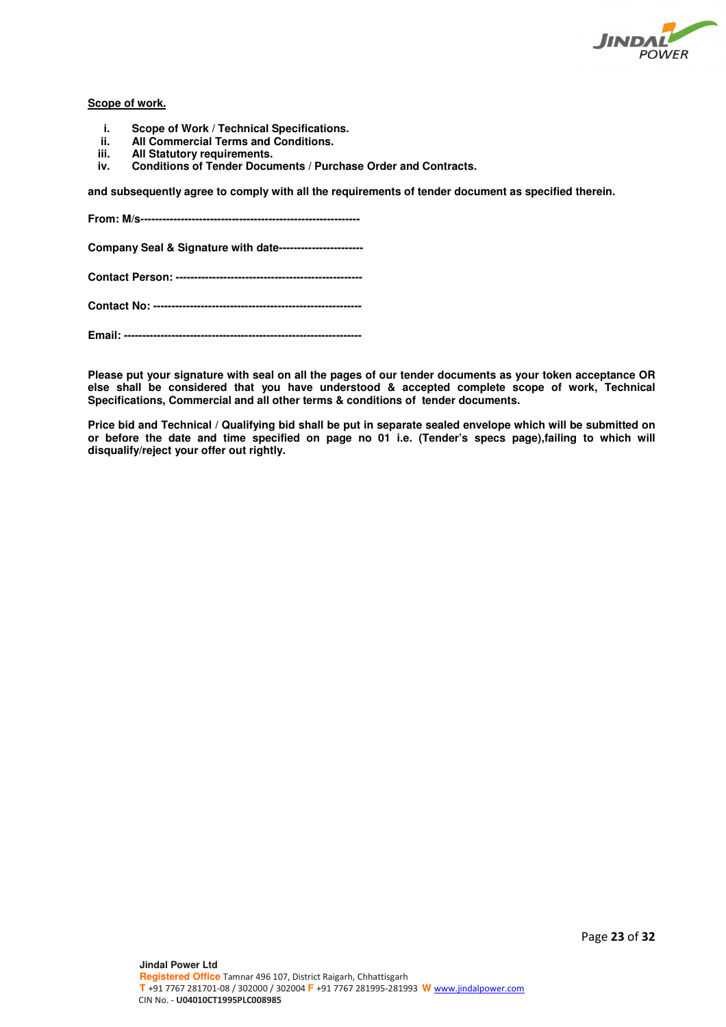<u>**Scope of work.**</u>

i. **Scope of Work / Technical Specifications.**
ii. **All Commercial Terms and Conditions.**
iii. **All Statutory requirements.**
iv. **Conditions of Tender Documents / Purchase Order and Contracts.**

**and subsequently agree to comply with all the requirements of tender document as specified therein.**

**From: M/s-------------------------------------------------------------**

**Company Seal & Signature with date-----------------------**

**Contact Person: ---------------------------------------------------**

**Contact No: --------------------------------------------------------**

**Email: ----------------------------------------------------------------**

**Please put your signature with seal on all the pages of our tender documents as your token acceptance OR else shall be considered that you have understood & accepted complete scope of work, Technical Specifications, Commercial and all other terms & conditions of tender documents.**

**Price bid and Technical / Qualifying bid shall be put in separate sealed envelope which will be submitted on or before the date and time specified on page no 01 i.e. (Tender's specs page),failing to which will disqualify/reject your offer out rightly.**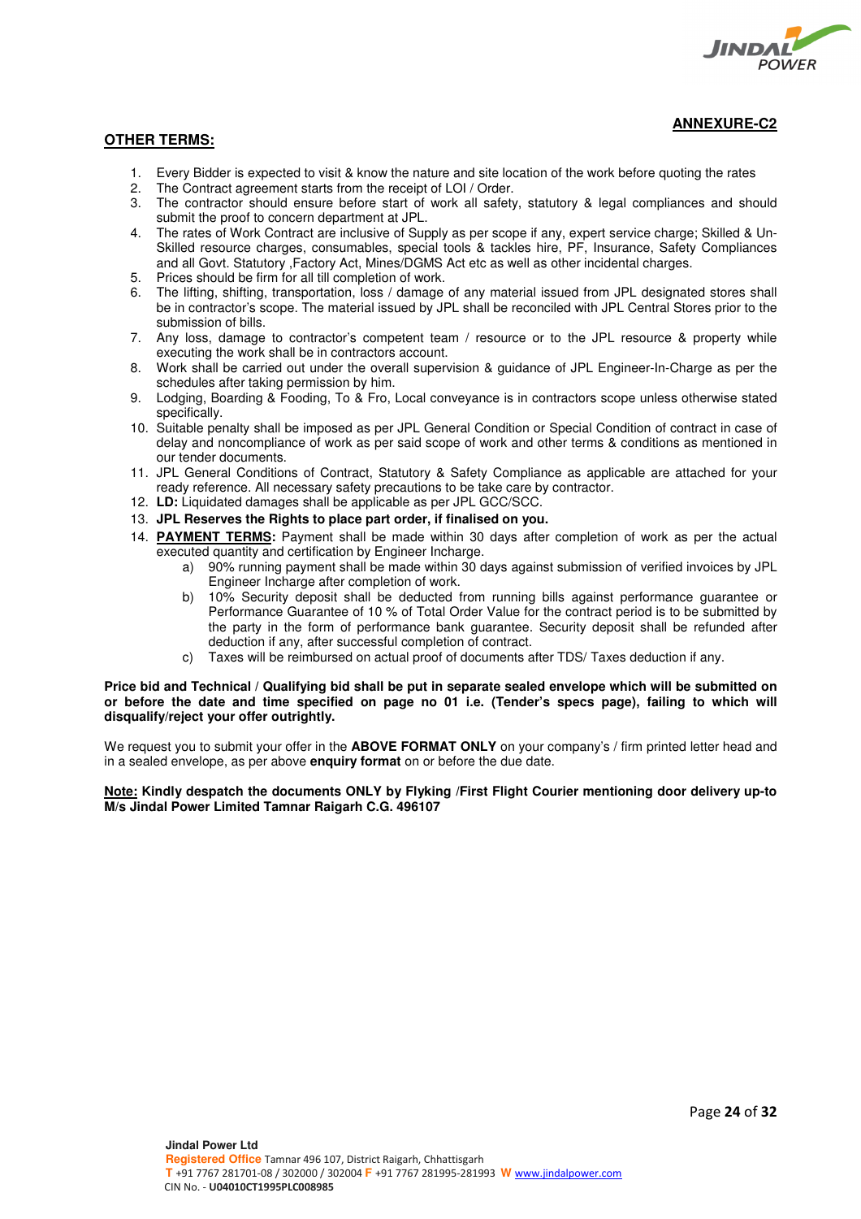**ANNEXURE-C2**

**OTHER TERMS:**

1. Every Bidder is expected to visit & know the nature and site location of the work before quoting the rates
2. The Contract agreement starts from the receipt of LOI / Order.
3. The contractor should ensure before start of work all safety, statutory & legal compliances and should submit the proof to concern department at JPL.
4. The rates of Work Contract are inclusive of Supply as per scope if any, expert service charge; Skilled & Un-Skilled resource charges, consumables, special tools & tackles hire, PF, Insurance, Safety Compliances and all Govt. Statutory ,Factory Act, Mines/DGMS Act etc as well as other incidental charges.
5. Prices should be firm for all till completion of work.
6. The lifting, shifting, transportation, loss / damage of any material issued from JPL designated stores shall be in contractor's scope. The material issued by JPL shall be reconciled with JPL Central Stores prior to the submission of bills.
7. Any loss, damage to contractor's competent team / resource or to the JPL resource & property while executing the work shall be in contractors account.
8. Work shall be carried out under the overall supervision & guidance of JPL Engineer-In-Charge as per the schedules after taking permission by him.
9. Lodging, Boarding & Fooding, To & Fro, Local conveyance is in contractors scope unless otherwise stated specifically.
10. Suitable penalty shall be imposed as per JPL General Condition or Special Condition of contract in case of delay and noncompliance of work as per said scope of work and other terms & conditions as mentioned in our tender documents.
11. JPL General Conditions of Contract, Statutory & Safety Compliance as applicable are attached for your ready reference. All necessary safety precautions to be take care by contractor.
12. **LD:** Liquidated damages shall be applicable as per JPL GCC/SCC.
13. **JPL Reserves the Rights to place part order, if finalised on you.**
14. **PAYMENT TERMS:** Payment shall be made within 30 days after completion of work as per the actual executed quantity and certification by Engineer Incharge.
    a) 90% running payment shall be made within 30 days against submission of verified invoices by JPL Engineer Incharge after completion of work.
    b) 10% Security deposit shall be deducted from running bills against performance guarantee or Performance Guarantee of 10 % of Total Order Value for the contract period is to be submitted by the party in the form of performance bank guarantee. Security deposit shall be refunded after deduction if any, after successful completion of contract.
    c) Taxes will be reimbursed on actual proof of documents after TDS/ Taxes deduction if any.

**Price bid and Technical / Qualifying bid shall be put in separate sealed envelope which will be submitted on or before the date and time specified on page no 01 i.e. (Tender's specs page), failing to which will disqualify/reject your offer outrightly.**

We request you to submit your offer in the **ABOVE FORMAT ONLY** on your company's / firm printed letter head and in a sealed envelope, as per above **enquiry format** on or before the due date.

**Note: Kindly despatch the documents ONLY by Flyking /First Flight Courier mentioning door delivery up-to M/s Jindal Power Limited Tamnar Raigarh C.G. 496107**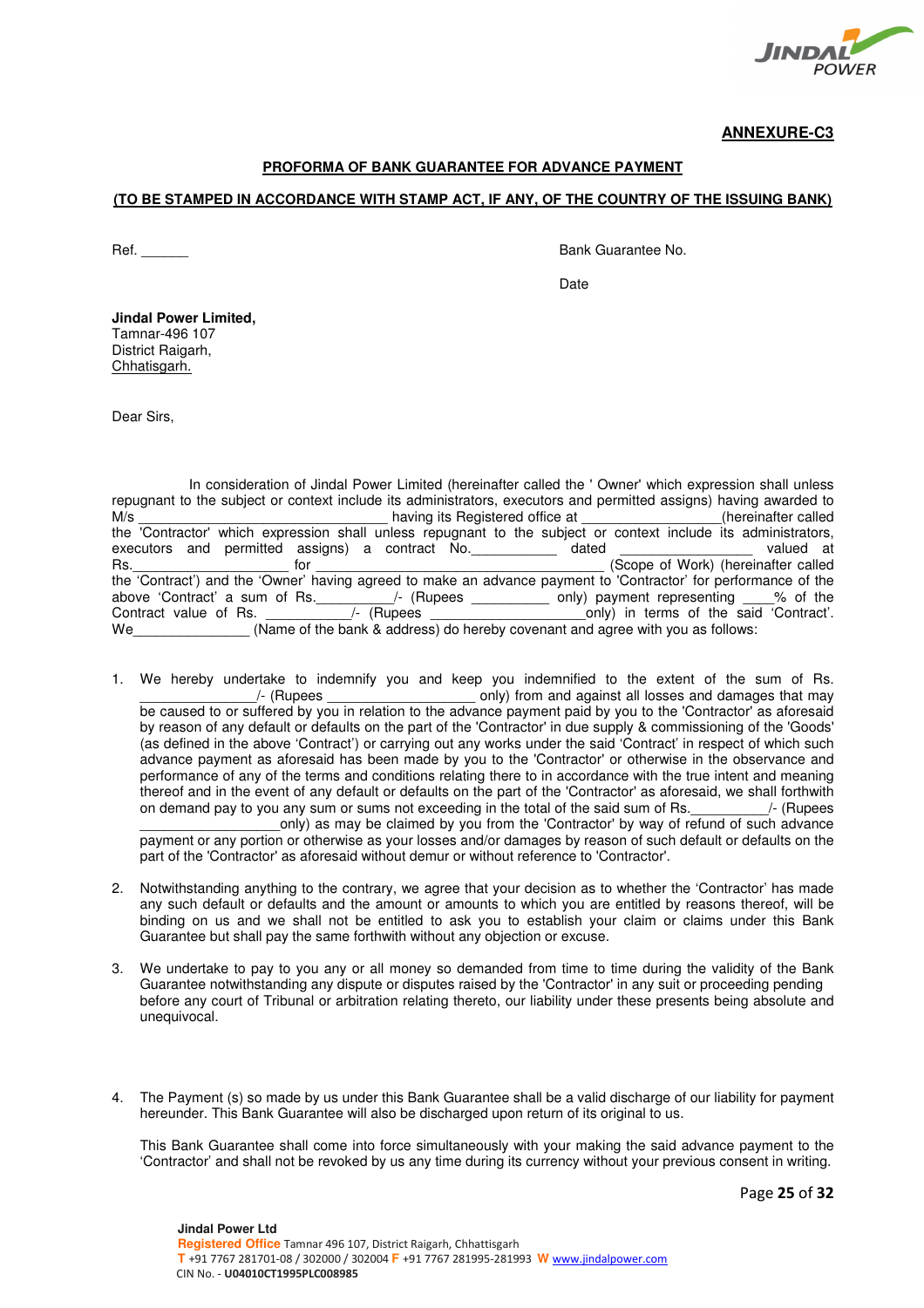**ANNEXURE-C3**

**PROFORMA OF BANK GUARANTEE FOR ADVANCE PAYMENT**

**(TO BE STAMPED IN ACCORDANCE WITH STAMP ACT, IF ANY, OF THE COUNTRY OF THE ISSUING BANK)**

Ref. ______ Bank Guarantee No.

Date

**Jindal Power Limited,**
Tamnar-496 107
District Raigarh,
Chhatisgarh.

Dear Sirs,

In consideration of Jindal Power Limited (hereinafter called the ' Owner' which expression shall unless repugnant to the subject or context include its administrators, executors and permitted assigns) having awarded to M/s ______________________________ having its Registered office at __________________(hereinafter called the 'Contractor' which expression shall unless repugnant to the subject or context include its administrators, executors and permitted assigns) a contract No.___________ dated ________________ valued at Rs.____________________ for ___________________________________ (Scope of Work) (hereinafter called the 'Contract') and the 'Owner' having agreed to make an advance payment to 'Contractor' for performance of the above 'Contract' a sum of Rs.__________/- (Rupees __________ only) payment representing ____% of the Contract value of Rs. ___________/- (Rupees ____________________only) in terms of the said 'Contract'. We_______________ (Name of the bank & address) do hereby covenant and agree with you as follows:

1. We hereby undertake to indemnify you and keep you indemnified to the extent of the sum of Rs. _______________/- (Rupees __________________ only) from and against all losses and damages that may be caused to or suffered by you in relation to the advance payment paid by you to the 'Contractor' as aforesaid by reason of any default or defaults on the part of the 'Contractor' in due supply & commissioning of the 'Goods' (as defined in the above 'Contract') or carrying out any works under the said 'Contract' in respect of which such advance payment as aforesaid has been made by you to the 'Contractor' or otherwise in the observance and performance of any of the terms and conditions relating there to in accordance with the true intent and meaning thereof and in the event of any default or defaults on the part of the 'Contractor' as aforesaid, we shall forthwith on demand pay to you any sum or sums not exceeding in the total of the said sum of Rs.__________/- (Rupees __________________only) as may be claimed by you from the 'Contractor' by way of refund of such advance payment or any portion or otherwise as your losses and/or damages by reason of such default or defaults on the part of the 'Contractor' as aforesaid without demur or without reference to 'Contractor'.

2. Notwithstanding anything to the contrary, we agree that your decision as to whether the 'Contractor' has made any such default or defaults and the amount or amounts to which you are entitled by reasons thereof, will be binding on us and we shall not be entitled to ask you to establish your claim or claims under this Bank Guarantee but shall pay the same forthwith without any objection or excuse.

3. We undertake to pay to you any or all money so demanded from time to time during the validity of the Bank Guarantee notwithstanding any dispute or disputes raised by the 'Contractor' in any suit or proceeding pending before any court of Tribunal or arbitration relating thereto, our liability under these presents being absolute and unequivocal.

4. The Payment (s) so made by us under this Bank Guarantee shall be a valid discharge of our liability for payment hereunder. This Bank Guarantee will also be discharged upon return of its original to us.

   This Bank Guarantee shall come into force simultaneously with your making the said advance payment to the 'Contractor' and shall not be revoked by us any time during its currency without your previous consent in writing.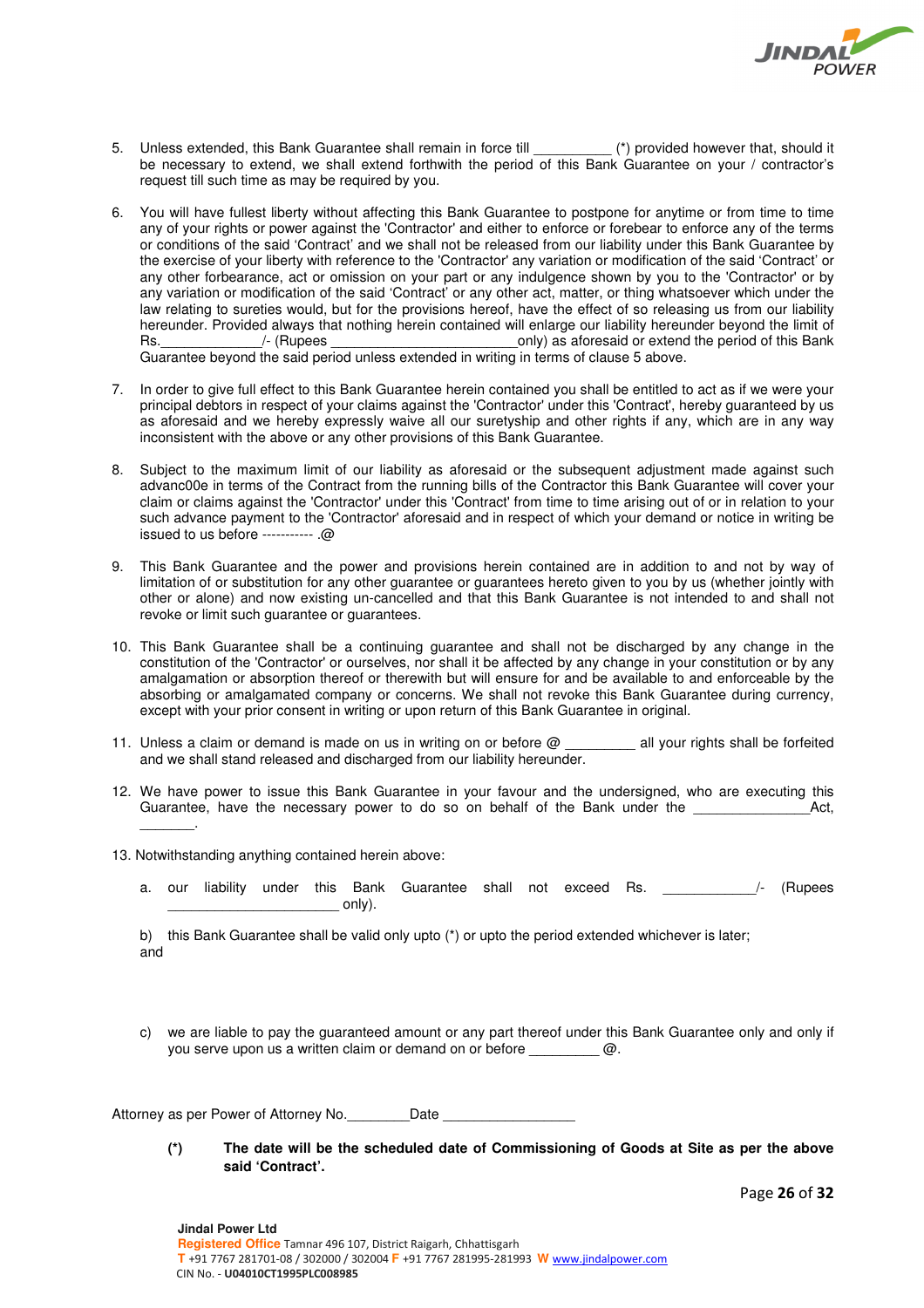5. Unless extended, this Bank Guarantee shall remain in force till __________ (*) provided however that, should it be necessary to extend, we shall extend forthwith the period of this Bank Guarantee on your / contractor's request till such time as may be required by you.

6. You will have fullest liberty without affecting this Bank Guarantee to postpone for anytime or from time to time any of your rights or power against the 'Contractor' and either to enforce or forebear to enforce any of the terms or conditions of the said 'Contract' and we shall not be released from our liability under this Bank Guarantee by the exercise of your liberty with reference to the 'Contractor' any variation or modification of the said 'Contract' or any other forbearance, act or omission on your part or any indulgence shown by you to the 'Contractor' or by any variation or modification of the said 'Contract' or any other act, matter, or thing whatsoever which under the law relating to sureties would, but for the provisions hereof, have the effect of so releasing us from our liability hereunder. Provided always that nothing herein contained will enlarge our liability hereunder beyond the limit of Rs.____________/- (Rupees ______________________only) as aforesaid or extend the period of this Bank Guarantee beyond the said period unless extended in writing in terms of clause 5 above.

7. In order to give full effect to this Bank Guarantee herein contained you shall be entitled to act as if we were your principal debtors in respect of your claims against the 'Contractor' under this 'Contract', hereby guaranteed by us as aforesaid and we hereby expressly waive all our suretyship and other rights if any, which are in any way inconsistent with the above or any other provisions of this Bank Guarantee.

8. Subject to the maximum limit of our liability as aforesaid or the subsequent adjustment made against such advanc00e in terms of the Contract from the running bills of the Contractor this Bank Guarantee will cover your claim or claims against the 'Contractor' under this 'Contract' from time to time arising out of or in relation to your such advance payment to the 'Contractor' aforesaid and in respect of which your demand or notice in writing be issued to us before ----------- .@

9. This Bank Guarantee and the power and provisions herein contained are in addition to and not by way of limitation of or substitution for any other guarantee or guarantees hereto given to you by us (whether jointly with other or alone) and now existing un-cancelled and that this Bank Guarantee is not intended to and shall not revoke or limit such guarantee or guarantees.

10. This Bank Guarantee shall be a continuing guarantee and shall not be discharged by any change in the constitution of the 'Contractor' or ourselves, nor shall it be affected by any change in your constitution or by any amalgamation or absorption thereof or therewith but will ensure for and be available to and enforceable by the absorbing or amalgamated company or concerns. We shall not revoke this Bank Guarantee during currency, except with your prior consent in writing or upon return of this Bank Guarantee in original.

11. Unless a claim or demand is made on us in writing on or before @ _________ all your rights shall be forfeited and we shall stand released and discharged from our liability hereunder.

12. We have power to issue this Bank Guarantee in your favour and the undersigned, who are executing this Guarantee, have the necessary power to do so on behalf of the Bank under the ______________Act, _______.

13. Notwithstanding anything contained herein above:

    a. our liability under this Bank Guarantee shall not exceed Rs. ____________/- (Rupees ______________________ only).

    b) this Bank Guarantee shall be valid only upto (*) or upto the period extended whichever is later; and

    c) we are liable to pay the guaranteed amount or any part thereof under this Bank Guarantee only and only if you serve upon us a written claim or demand on or before _________ @.

Attorney as per Power of Attorney No.________Date _________________

**(*) The date will be the scheduled date of Commissioning of Goods at Site as per the above said 'Contract'.**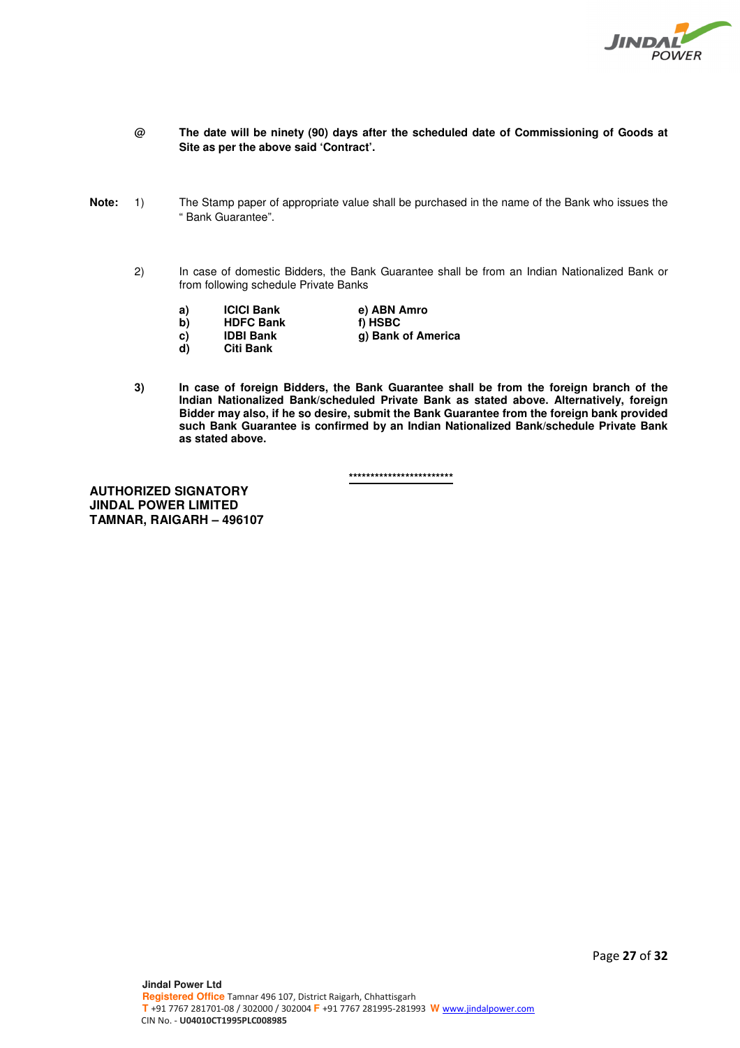**@ The date will be ninety (90) days after the scheduled date of Commissioning of Goods at Site as per the above said 'Contract'.**

**Note:** 1) The Stamp paper of appropriate value shall be purchased in the name of the Bank who issues the " Bank Guarantee".

2) In case of domestic Bidders, the Bank Guarantee shall be from an Indian Nationalized Bank or from following schedule Private Banks

- **a) ICICI Bank**
- **b) HDFC Bank**
- **c) IDBI Bank**
- **d) Citi Bank**
- **e) ABN Amro**
- **f) HSBC**
- **g) Bank of America**

**3) In case of foreign Bidders, the Bank Guarantee shall be from the foreign branch of the Indian Nationalized Bank/scheduled Private Bank as stated above. Alternatively, foreign Bidder may also, if he so desire, submit the Bank Guarantee from the foreign bank provided such Bank Guarantee is confirmed by an Indian Nationalized Bank/schedule Private Bank as stated above.**

************************

**AUTHORIZED SIGNATORY**
**JINDAL POWER LIMITED**
**TAMNAR, RAIGARH – 496107**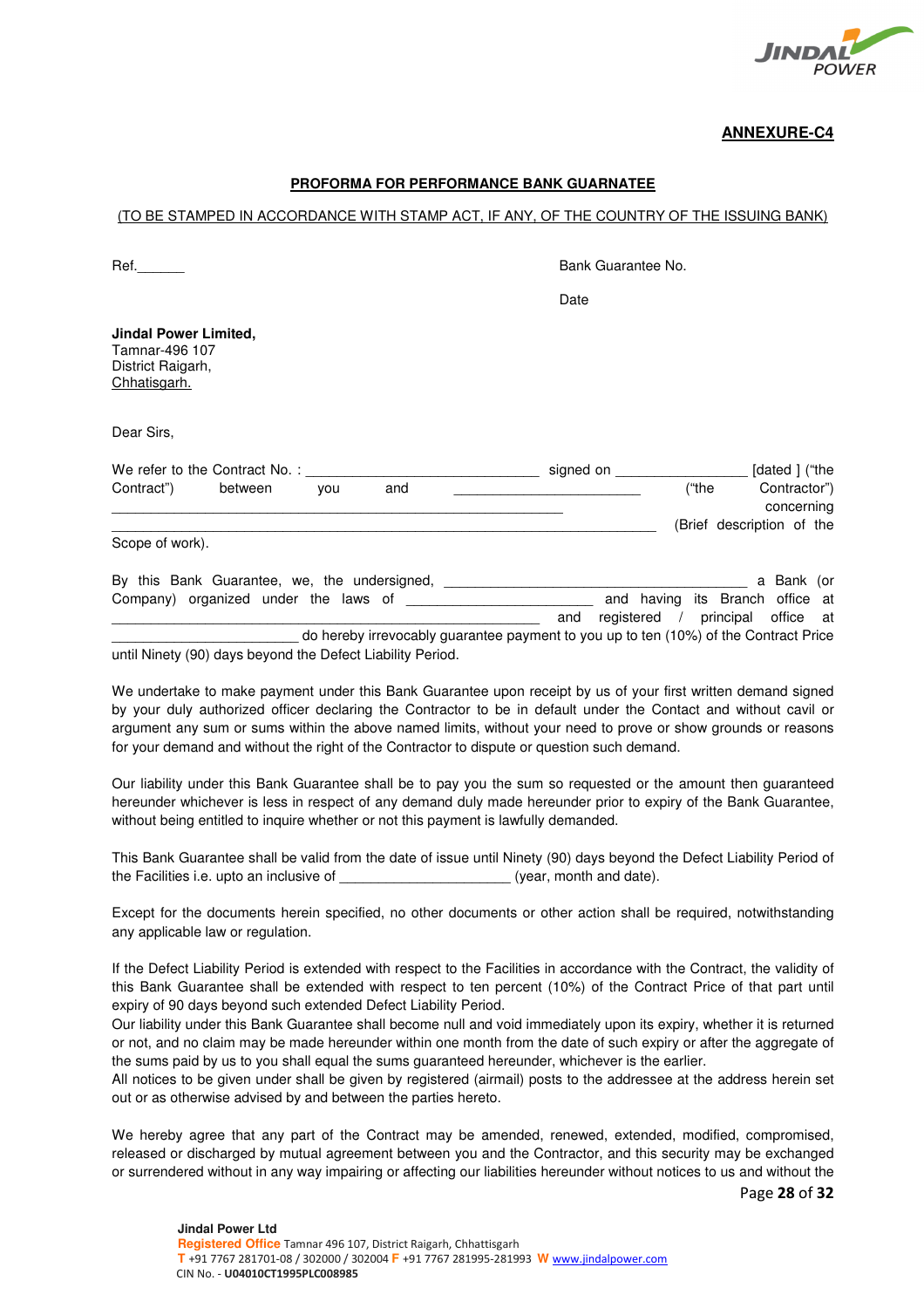**ANNEXURE-C4**

**PROFORMA FOR PERFORMANCE BANK GUARNATEE**

(TO BE STAMPED IN ACCORDANCE WITH STAMP ACT, IF ANY, OF THE COUNTRY OF THE ISSUING BANK)

Ref.______

Bank Guarantee No.

Date

**Jindal Power Limited,**
Tamnar-496 107
District Raigarh,
Chhatisgarh.

Dear Sirs,

We refer to the Contract No. : ______________________________ signed on ________________ [dated ] ("the Contract") between you and ________________________ ("the Contractor") concerning ____________________________________________________________ ______________________________________________________________________ (Brief description of the Scope of work).

By this Bank Guarantee, we, the undersigned, ______________________________________ a Bank (or Company) organized under the laws of ________________________ and having its Branch office at _______________________________________________________ and registered / principal office at ________________________ do hereby irrevocably guarantee payment to you up to ten (10%) of the Contract Price until Ninety (90) days beyond the Defect Liability Period.

We undertake to make payment under this Bank Guarantee upon receipt by us of your first written demand signed by your duly authorized officer declaring the Contractor to be in default under the Contact and without cavil or argument any sum or sums within the above named limits, without your need to prove or show grounds or reasons for your demand and without the right of the Contractor to dispute or question such demand.

Our liability under this Bank Guarantee shall be to pay you the sum so requested or the amount then guaranteed hereunder whichever is less in respect of any demand duly made hereunder prior to expiry of the Bank Guarantee, without being entitled to inquire whether or not this payment is lawfully demanded.

This Bank Guarantee shall be valid from the date of issue until Ninety (90) days beyond the Defect Liability Period of the Facilities i.e. upto an inclusive of ______________________ (year, month and date).

Except for the documents herein specified, no other documents or other action shall be required, notwithstanding any applicable law or regulation.

If the Defect Liability Period is extended with respect to the Facilities in accordance with the Contract, the validity of this Bank Guarantee shall be extended with respect to ten percent (10%) of the Contract Price of that part until expiry of 90 days beyond such extended Defect Liability Period.
Our liability under this Bank Guarantee shall become null and void immediately upon its expiry, whether it is returned or not, and no claim may be made hereunder within one month from the date of such expiry or after the aggregate of the sums paid by us to you shall equal the sums guaranteed hereunder, whichever is the earlier.
All notices to be given under shall be given by registered (airmail) posts to the addressee at the address herein set out or as otherwise advised by and between the parties hereto.

We hereby agree that any part of the Contract may be amended, renewed, extended, modified, compromised, released or discharged by mutual agreement between you and the Contractor, and this security may be exchanged or surrendered without in any way impairing or affecting our liabilities hereunder without notices to us and without the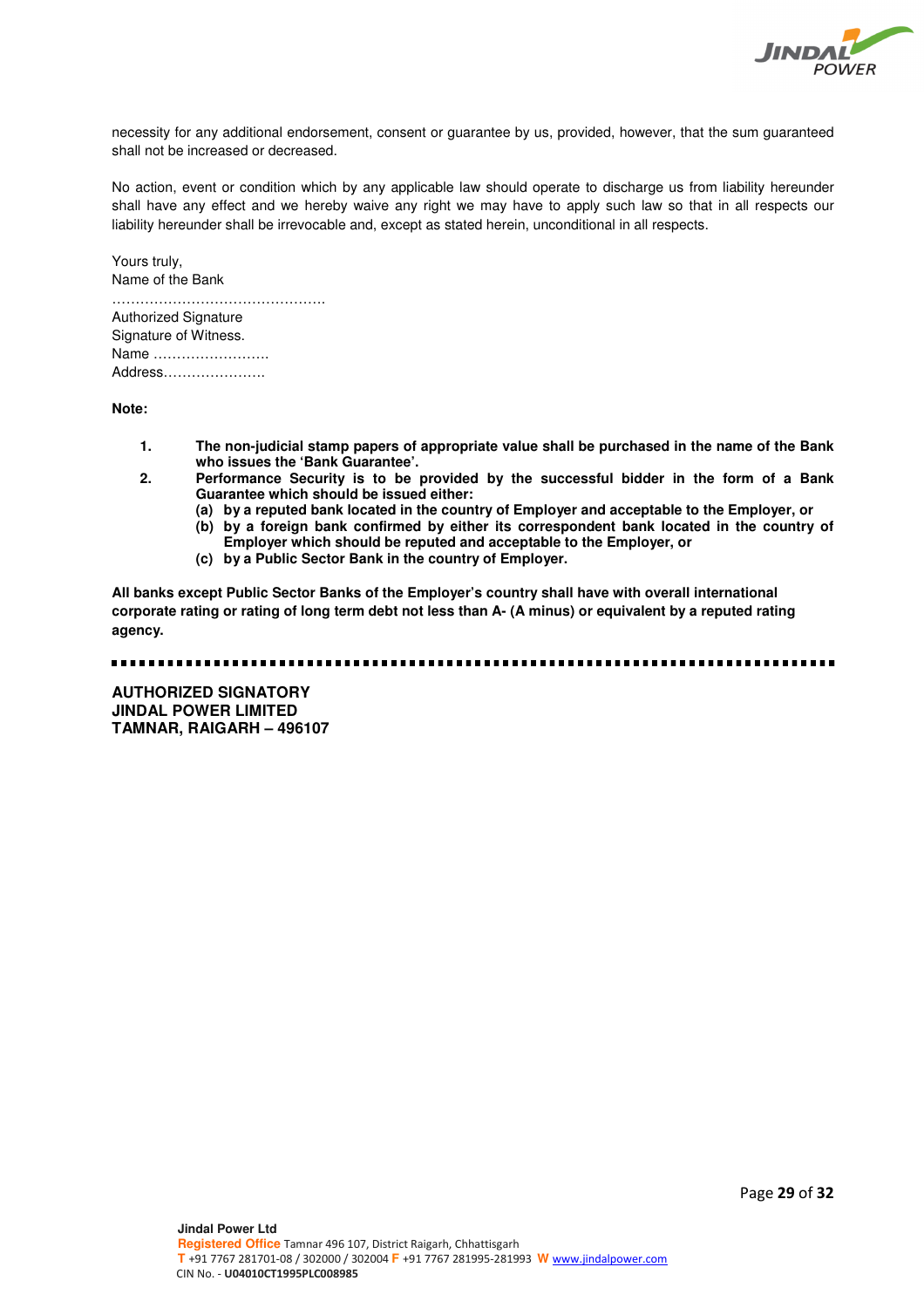necessity for any additional endorsement, consent or guarantee by us, provided, however, that the sum guaranteed shall not be increased or decreased.

No action, event or condition which by any applicable law should operate to discharge us from liability hereunder shall have any effect and we hereby waive any right we may have to apply such law so that in all respects our liability hereunder shall be irrevocable and, except as stated herein, unconditional in all respects.

Yours truly,
Name of the Bank
……………………………………….
Authorized Signature
Signature of Witness.
Name …………………….
Address………………….

**Note:**

1. **The non-judicial stamp papers of appropriate value shall be purchased in the name of the Bank who issues the 'Bank Guarantee'.**
2. **Performance Security is to be provided by the successful bidder in the form of a Bank Guarantee which should be issued either:**
   - **(a) by a reputed bank located in the country of Employer and acceptable to the Employer, or**
   - **(b) by a foreign bank confirmed by either its correspondent bank located in the country of Employer which should be reputed and acceptable to the Employer, or**
   - **(c) by a Public Sector Bank in the country of Employer.**

**All banks except Public Sector Banks of the Employer's country shall have with overall international corporate rating or rating of long term debt not less than A- (A minus) or equivalent by a reputed rating agency.**

---

**AUTHORIZED SIGNATORY**
**JINDAL POWER LIMITED**
**TAMNAR, RAIGARH – 496107**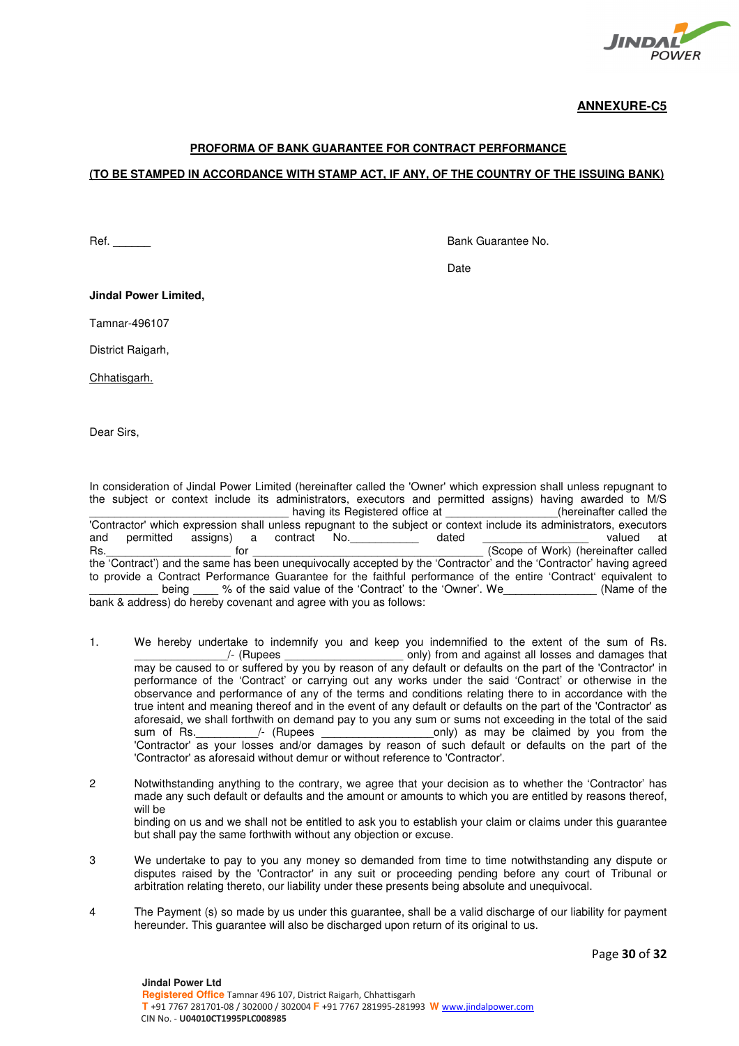**ANNEXURE-C5**

**PROFORMA OF BANK GUARANTEE FOR CONTRACT PERFORMANCE**

**(TO BE STAMPED IN ACCORDANCE WITH STAMP ACT, IF ANY, OF THE COUNTRY OF THE ISSUING BANK)**

Ref. ______ Bank Guarantee No.

Date

**Jindal Power Limited,**

Tamnar-496107

District Raigarh,

Chhatisgarh.

Dear Sirs,

In consideration of Jindal Power Limited (hereinafter called the 'Owner' which expression shall unless repugnant to the subject or context include its administrators, executors and permitted assigns) having awarded to M/S ________________________________ having its Registered office at ________________(hereinafter called the 'Contractor' which expression shall unless repugnant to the subject or context include its administrators, executors and permitted assigns) a contract No.___________ dated _______________ valued at Rs.____________________ for ________________________________________ (Scope of Work) (hereinafter called the 'Contract') and the same has been unequivocally accepted by the 'Contractor' and the 'Contractor' having agreed to provide a Contract Performance Guarantee for the faithful performance of the entire 'Contract' equivalent to ___________ being ____ % of the said value of the 'Contract' to the 'Owner'. We______________ (Name of the bank & address) do hereby covenant and agree with you as follows:

1. We hereby undertake to indemnify you and keep you indemnified to the extent of the sum of Rs. ______________/- (Rupees __________________ only) from and against all losses and damages that may be caused to or suffered by you by reason of any default or defaults on the part of the 'Contractor' in performance of the 'Contract' or carrying out any works under the said 'Contract' or otherwise in the observance and performance of any of the terms and conditions relating there to in accordance with the true intent and meaning thereof and in the event of any default or defaults on the part of the 'Contractor' as aforesaid, we shall forthwith on demand pay to you any sum or sums not exceeding in the total of the said sum of Rs.__________/- (Rupees __________________only) as may be claimed by you from the 'Contractor' as your losses and/or damages by reason of such default or defaults on the part of the 'Contractor' as aforesaid without demur or without reference to 'Contractor'.

2. Notwithstanding anything to the contrary, we agree that your decision as to whether the 'Contractor' has made any such default or defaults and the amount or amounts to which you are entitled by reasons thereof, will be binding on us and we shall not be entitled to ask you to establish your claim or claims under this guarantee but shall pay the same forthwith without any objection or excuse.

3. We undertake to pay to you any money so demanded from time to time notwithstanding any dispute or disputes raised by the 'Contractor' in any suit or proceeding pending before any court of Tribunal or arbitration relating thereto, our liability under these presents being absolute and unequivocal.

4. The Payment (s) so made by us under this guarantee, shall be a valid discharge of our liability for payment hereunder. This guarantee will also be discharged upon return of its original to us.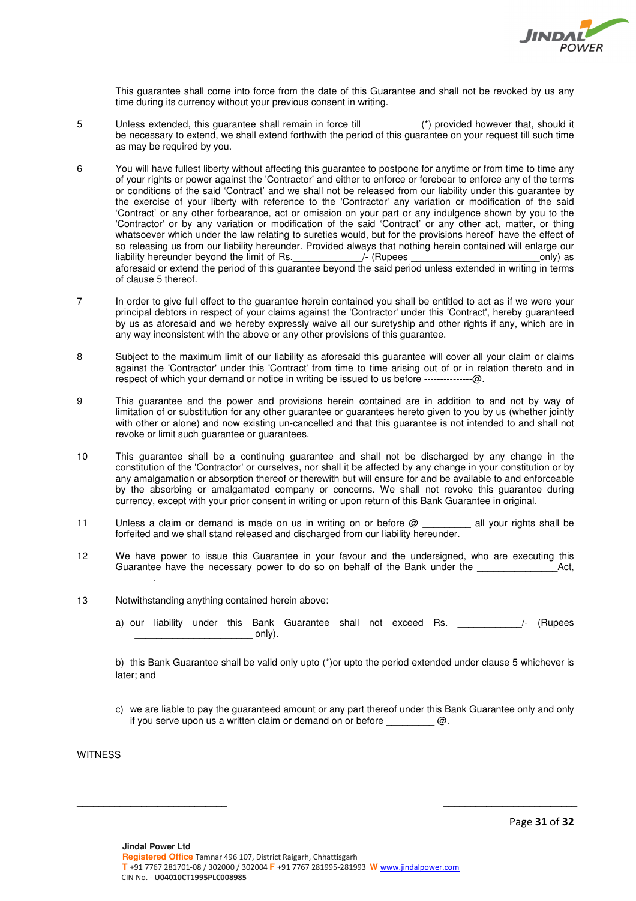This guarantee shall come into force from the date of this Guarantee and shall not be revoked by us any time during its currency without your previous consent in writing.

5 Unless extended, this guarantee shall remain in force till __________ (*) provided however that, should it be necessary to extend, we shall extend forthwith the period of this guarantee on your request till such time as may be required by you.

6 You will have fullest liberty without affecting this guarantee to postpone for anytime or from time to time any of your rights or power against the 'Contractor' and either to enforce or forebear to enforce any of the terms or conditions of the said 'Contract' and we shall not be released from our liability under this guarantee by the exercise of your liberty with reference to the 'Contractor' any variation or modification of the said 'Contract' or any other forbearance, act or omission on your part or any indulgence shown by you to the 'Contractor' or by any variation or modification of the said 'Contract' or any other act, matter, or thing whatsoever which under the law relating to sureties would, but for the provisions hereof' have the effect of so releasing us from our liability hereunder. Provided always that nothing herein contained will enlarge our liability hereunder beyond the limit of Rs.____________/- (Rupees ________________________only) as aforesaid or extend the period of this guarantee beyond the said period unless extended in writing in terms of clause 5 thereof.

7 In order to give full effect to the guarantee herein contained you shall be entitled to act as if we were your principal debtors in respect of your claims against the 'Contractor' under this 'Contract', hereby guaranteed by us as aforesaid and we hereby expressly waive all our suretyship and other rights if any, which are in any way inconsistent with the above or any other provisions of this guarantee.

8 Subject to the maximum limit of our liability as aforesaid this guarantee will cover all your claim or claims against the 'Contractor' under this 'Contract' from time to time arising out of or in relation thereto and in respect of which your demand or notice in writing be issued to us before ---------------@.

9 This guarantee and the power and provisions herein contained are in addition to and not by way of limitation of or substitution for any other guarantee or guarantees hereto given to you by us (whether jointly with other or alone) and now existing un-cancelled and that this guarantee is not intended to and shall not revoke or limit such guarantee or guarantees.

10 This guarantee shall be a continuing guarantee and shall not be discharged by any change in the constitution of the 'Contractor' or ourselves, nor shall it be affected by any change in your constitution or by any amalgamation or absorption thereof or therewith but will ensure for and be available to and enforceable by the absorbing or amalgamated company or concerns. We shall not revoke this guarantee during currency, except with your prior consent in writing or upon return of this Bank Guarantee in original.

11 Unless a claim or demand is made on us in writing on or before @ _________ all your rights shall be forfeited and we shall stand released and discharged from our liability hereunder.

12 We have power to issue this Guarantee in your favour and the undersigned, who are executing this Guarantee have the necessary power to do so on behalf of the Bank under the _______________Act, _______.

13 Notwithstanding anything contained herein above:

a) our liability under this Bank Guarantee shall not exceed Rs. ____________/- (Rupees ______________________ only).

b) this Bank Guarantee shall be valid only upto (*)or upto the period extended under clause 5 whichever is later; and

c) we are liable to pay the guaranteed amount or any part thereof under this Bank Guarantee only and only if you serve upon us a written claim or demand on or before _________ @.

WITNESS

_____________________________ _________________________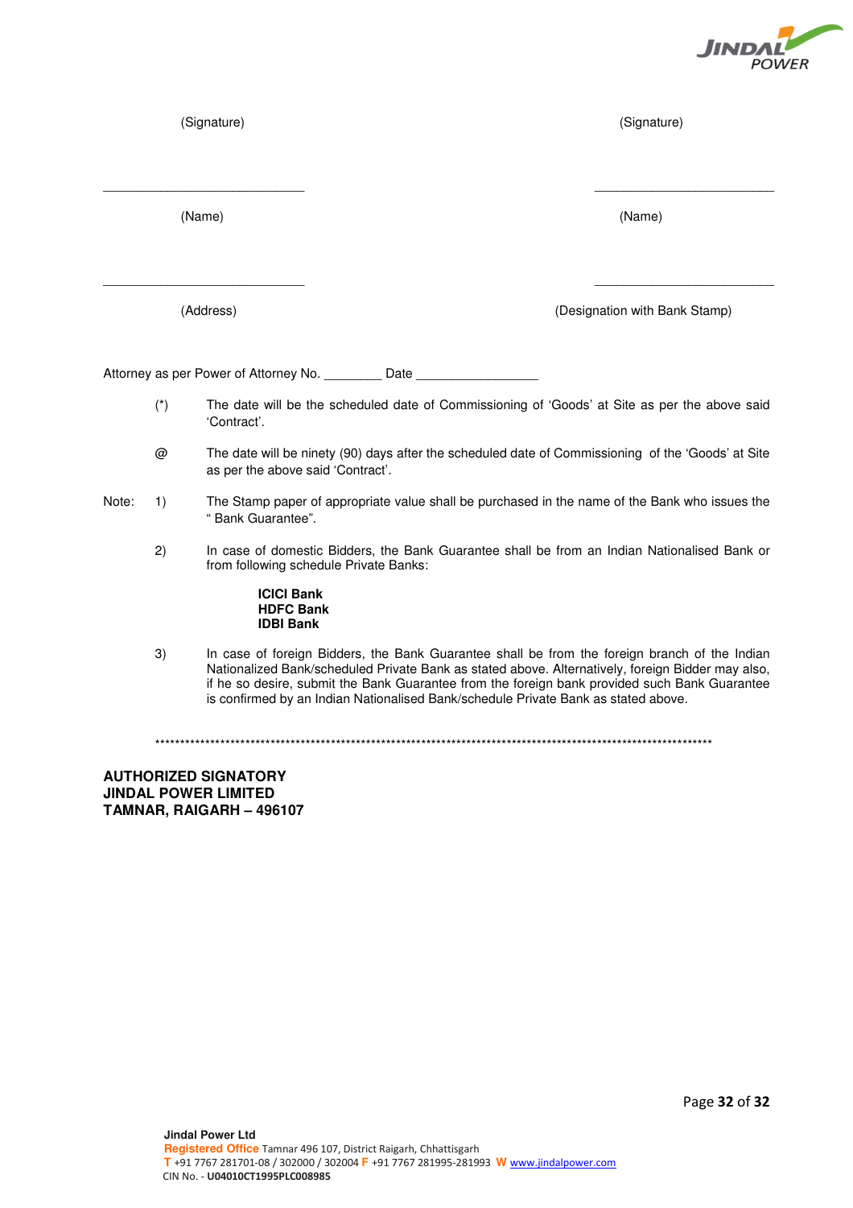| | |
|---|---|
| (Signature) | (Signature) |
| ____________________________ | ____________________________ |
| (Name) | (Name) |
| ____________________________ | ____________________________ |
| (Address) | (Designation with Bank Stamp) |

Attorney as per Power of Attorney No. ________ Date _________________

(*) The date will be the scheduled date of Commissioning of 'Goods' at Site as per the above said 'Contract'.

@ The date will be ninety (90) days after the scheduled date of Commissioning of the 'Goods' at Site as per the above said 'Contract'.

Note:

1) The Stamp paper of appropriate value shall be purchased in the name of the Bank who issues the " Bank Guarantee".

2) In case of domestic Bidders, the Bank Guarantee shall be from an Indian Nationalised Bank or from following schedule Private Banks:

   **ICICI Bank**
   **HDFC Bank**
   **IDBI Bank**

3) In case of foreign Bidders, the Bank Guarantee shall be from the foreign branch of the Indian Nationalized Bank/scheduled Private Bank as stated above. Alternatively, foreign Bidder may also, if he so desire, submit the Bank Guarantee from the foreign bank provided such Bank Guarantee is confirmed by an Indian Nationalised Bank/schedule Private Bank as stated above.

**********************************************************************************************************

**AUTHORIZED SIGNATORY**
**JINDAL POWER LIMITED**
**TAMNAR, RAIGARH – 496107**